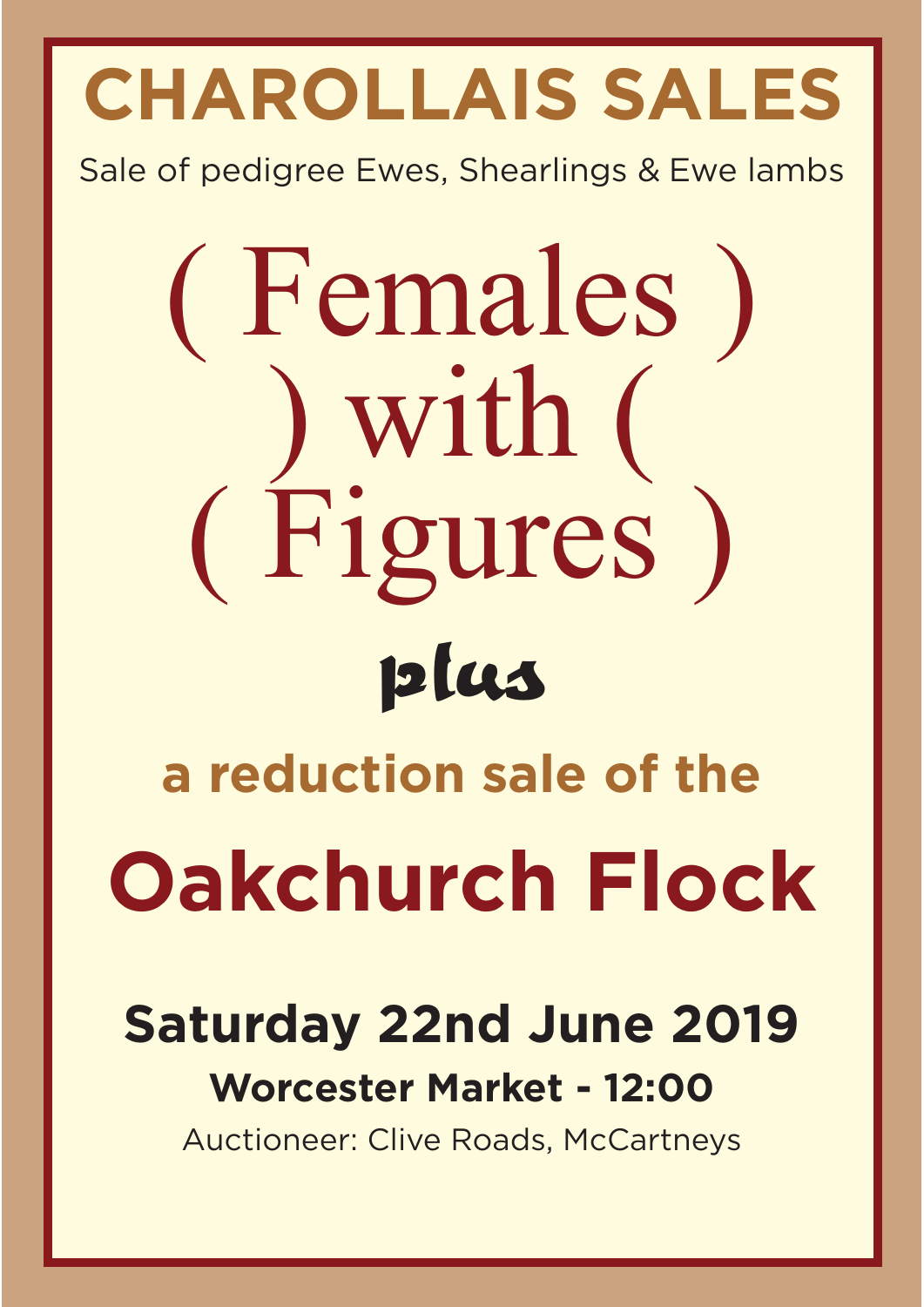# CHAROLLAIS SALES

Sale of pedigree Ewes, Shearlings & Ewe lambs

# ( Females )
# ) with (
# ( Figures )

plus

## a reduction sale of the

# Oakchurch Flock

## Saturday 22nd June 2019

**Worcester Market - 12:00**

Auctioneer: Clive Roads, McCartneys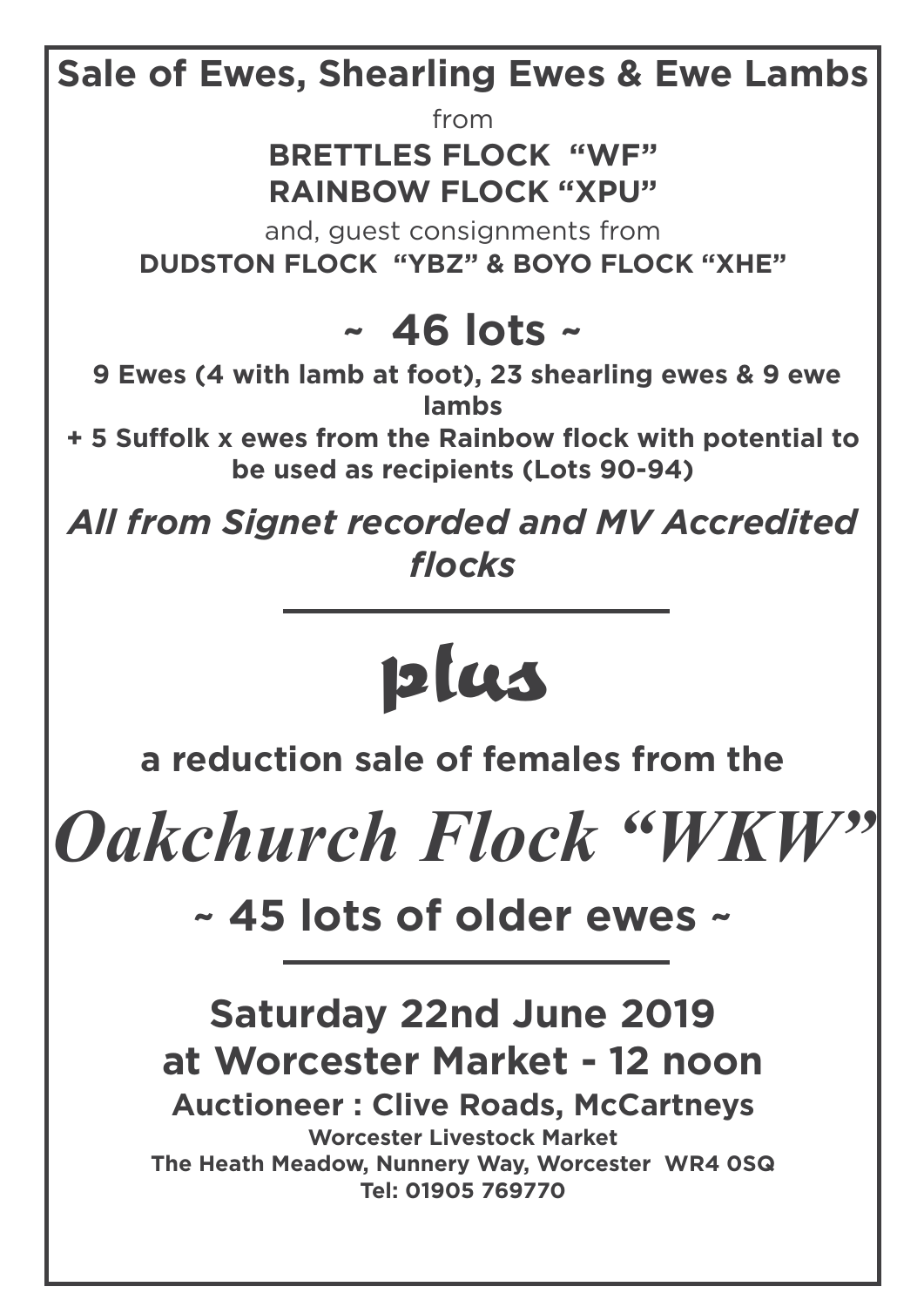# Sale of Ewes, Shearling Ewes & Ewe Lambs

from

**BRETTLES FLOCK "WF"**
**RAINBOW FLOCK "XPU"**

and, guest consignments from

**DUDSTON FLOCK "YBZ" & BOYO FLOCK "XHE"**

## ~ 46 lots ~

**9 Ewes (4 with lamb at foot), 23 shearling ewes & 9 ewe lambs**
**+ 5 Suffolk x ewes from the Rainbow flock with potential to be used as recipients (Lots 90-94)**

***All from Signet recorded and MV Accredited flocks***

---

## plus

**a reduction sale of females from the**

# *Oakchurch Flock "WKW"*

## ~ 45 lots of older ewes ~

---

## Saturday 22nd June 2019
## at Worcester Market - 12 noon

**Auctioneer : Clive Roads, McCartneys**

**Worcester Livestock Market**
**The Heath Meadow, Nunnery Way, Worcester WR4 0SQ**
**Tel: 01905 769770**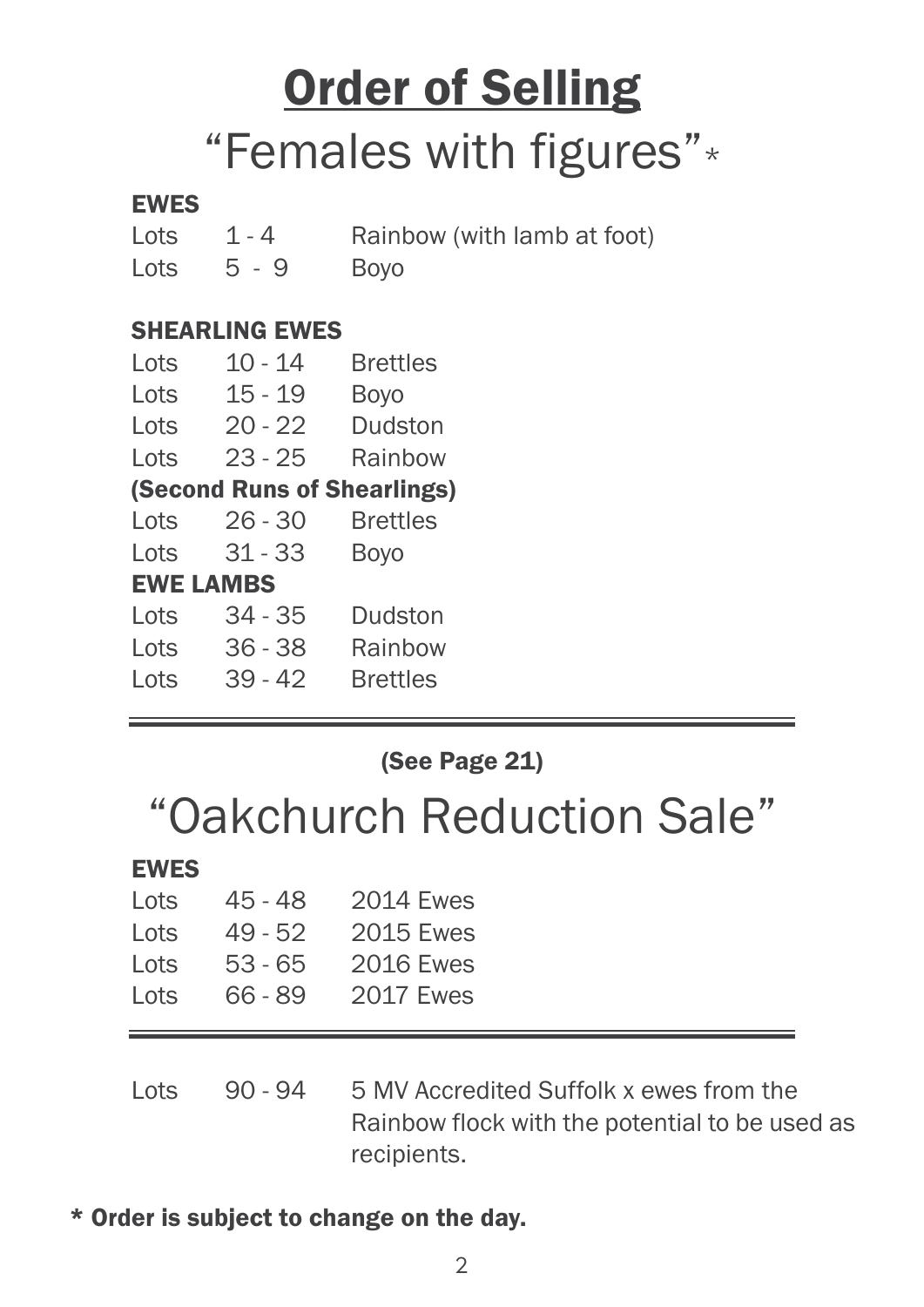# Order of Selling

## "Females with figures"*

**EWES**

| | | |
|---|---|---|
| Lots | 1 - 4 | Rainbow (with lamb at foot) |
| Lots | 5 - 9 | Boyo |

**SHEARLING EWES**

| | | |
|---|---|---|
| Lots | 10 - 14 | Brettles |
| Lots | 15 - 19 | Boyo |
| Lots | 20 - 22 | Dudston |
| Lots | 23 - 25 | Rainbow |

**(Second Runs of Shearlings)**

| | | |
|---|---|---|
| Lots | 26 - 30 | Brettles |
| Lots | 31 - 33 | Boyo |

**EWE LAMBS**

| | | |
|---|---|---|
| Lots | 34 - 35 | Dudston |
| Lots | 36 - 38 | Rainbow |
| Lots | 39 - 42 | Brettles |

---

**(See Page 21)**

## "Oakchurch Reduction Sale"

**EWES**

| | | |
|---|---|---|
| Lots | 45 - 48 | 2014 Ewes |
| Lots | 49 - 52 | 2015 Ewes |
| Lots | 53 - 65 | 2016 Ewes |
| Lots | 66 - 89 | 2017 Ewes |

---

| | | |
|---|---|---|
| Lots | 90 - 94 | 5 MV Accredited Suffolk x ewes from the Rainbow flock with the potential to be used as recipients. |

**\* Order is subject to change on the day.**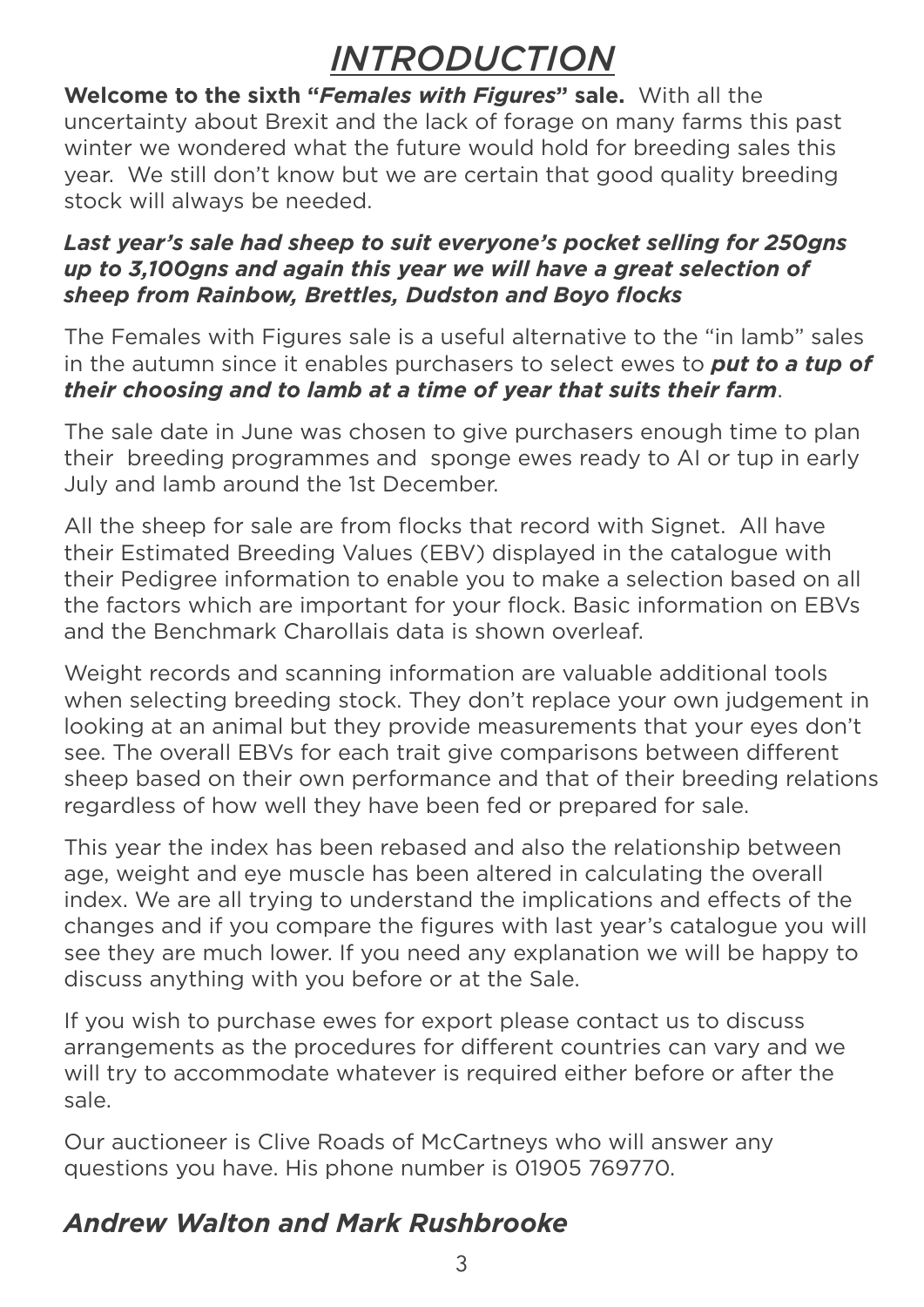# *INTRODUCTION*

**Welcome to the sixth "*Females with Figures*" sale.** With all the uncertainty about Brexit and the lack of forage on many farms this past winter we wondered what the future would hold for breeding sales this year. We still don't know but we are certain that good quality breeding stock will always be needed.

***Last year's sale had sheep to suit everyone's pocket selling for 250gns up to 3,100gns and again this year we will have a great selection of sheep from Rainbow, Brettles, Dudston and Boyo flocks***

The Females with Figures sale is a useful alternative to the "in lamb" sales in the autumn since it enables purchasers to select ewes to ***put to a tup of their choosing and to lamb at a time of year that suits their farm***.

The sale date in June was chosen to give purchasers enough time to plan their breeding programmes and sponge ewes ready to AI or tup in early July and lamb around the 1st December.

All the sheep for sale are from flocks that record with Signet. All have their Estimated Breeding Values (EBV) displayed in the catalogue with their Pedigree information to enable you to make a selection based on all the factors which are important for your flock. Basic information on EBVs and the Benchmark Charollais data is shown overleaf.

Weight records and scanning information are valuable additional tools when selecting breeding stock. They don't replace your own judgement in looking at an animal but they provide measurements that your eyes don't see. The overall EBVs for each trait give comparisons between different sheep based on their own performance and that of their breeding relations regardless of how well they have been fed or prepared for sale.

This year the index has been rebased and also the relationship between age, weight and eye muscle has been altered in calculating the overall index. We are all trying to understand the implications and effects of the changes and if you compare the figures with last year's catalogue you will see they are much lower. If you need any explanation we will be happy to discuss anything with you before or at the Sale.

If you wish to purchase ewes for export please contact us to discuss arrangements as the procedures for different countries can vary and we will try to accommodate whatever is required either before or after the sale.

Our auctioneer is Clive Roads of McCartneys who will answer any questions you have. His phone number is 01905 769770.

## *Andrew Walton and Mark Rushbrooke*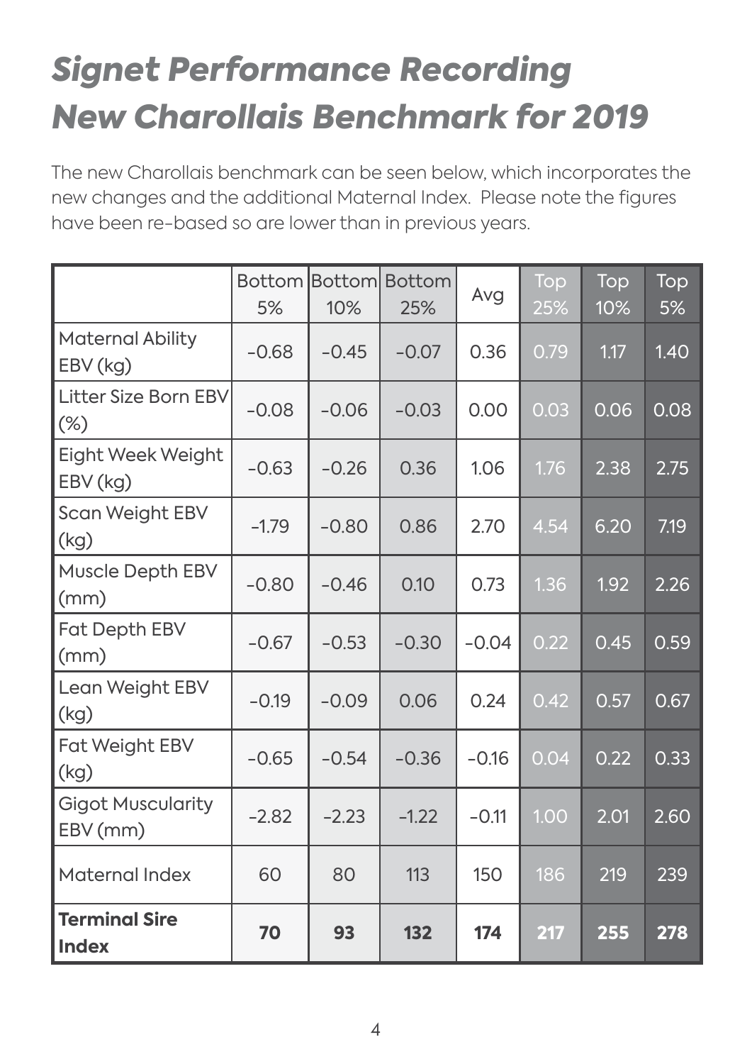# *Signet Performance Recording New Charollais Benchmark for 2019*

The new Charollais benchmark can be seen below, which incorporates the new changes and the additional Maternal Index. Please note the figures have been re-based so are lower than in previous years.

| | Bottom 5% | Bottom 10% | Bottom 25% | Avg | Top 25% | Top 10% | Top 5% |
|---|---|---|---|---|---|---|---|
| Maternal Ability EBV (kg) | -0.68 | -0.45 | -0.07 | 0.36 | 0.79 | 1.17 | 1.40 |
| Litter Size Born EBV (%) | -0.08 | -0.06 | -0.03 | 0.00 | 0.03 | 0.06 | 0.08 |
| Eight Week Weight EBV (kg) | -0.63 | -0.26 | 0.36 | 1.06 | 1.76 | 2.38 | 2.75 |
| Scan Weight EBV (kg) | -1.79 | -0.80 | 0.86 | 2.70 | 4.54 | 6.20 | 7.19 |
| Muscle Depth EBV (mm) | -0.80 | -0.46 | 0.10 | 0.73 | 1.36 | 1.92 | 2.26 |
| Fat Depth EBV (mm) | -0.67 | -0.53 | -0.30 | -0.04 | 0.22 | 0.45 | 0.59 |
| Lean Weight EBV (kg) | -0.19 | -0.09 | 0.06 | 0.24 | 0.42 | 0.57 | 0.67 |
| Fat Weight EBV (kg) | -0.65 | -0.54 | -0.36 | -0.16 | 0.04 | 0.22 | 0.33 |
| Gigot Muscularity EBV (mm) | -2.82 | -2.23 | -1.22 | -0.11 | 1.00 | 2.01 | 2.60 |
| Maternal Index | 60 | 80 | 113 | 150 | 186 | 219 | 239 |
| **Terminal Sire Index** | **70** | **93** | **132** | **174** | **217** | **255** | **278** |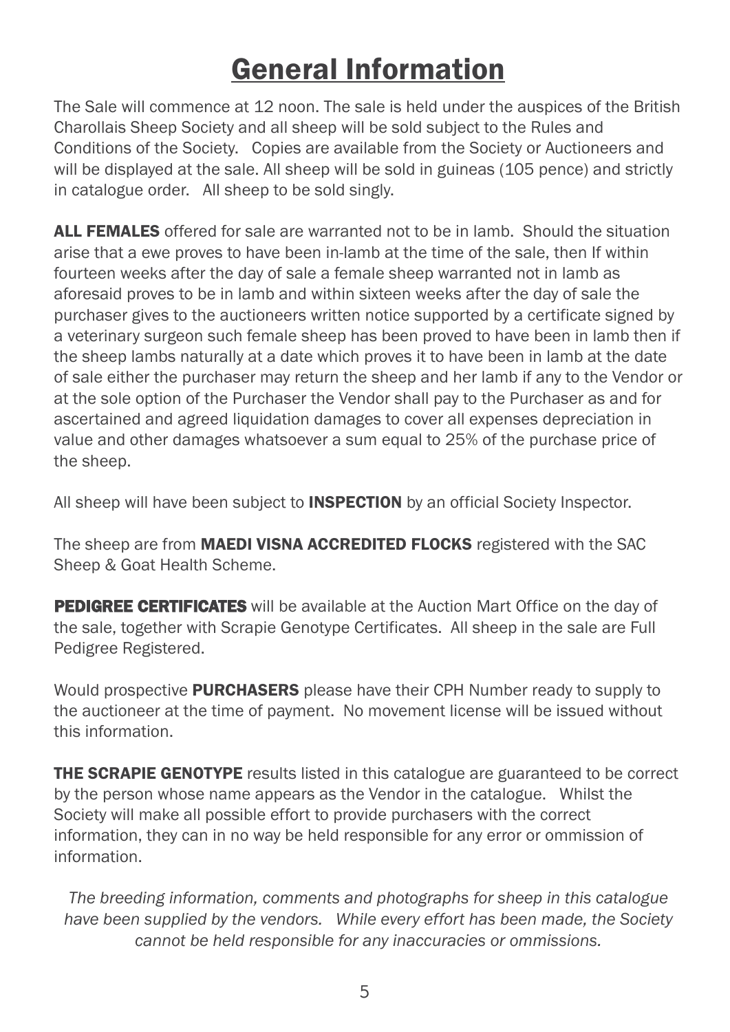# General Information

The Sale will commence at 12 noon. The sale is held under the auspices of the British Charollais Sheep Society and all sheep will be sold subject to the Rules and Conditions of the Society. Copies are available from the Society or Auctioneers and will be displayed at the sale. All sheep will be sold in guineas (105 pence) and strictly in catalogue order. All sheep to be sold singly.

**ALL FEMALES** offered for sale are warranted not to be in lamb. Should the situation arise that a ewe proves to have been in-lamb at the time of the sale, then If within fourteen weeks after the day of sale a female sheep warranted not in lamb as aforesaid proves to be in lamb and within sixteen weeks after the day of sale the purchaser gives to the auctioneers written notice supported by a certificate signed by a veterinary surgeon such female sheep has been proved to have been in lamb then if the sheep lambs naturally at a date which proves it to have been in lamb at the date of sale either the purchaser may return the sheep and her lamb if any to the Vendor or at the sole option of the Purchaser the Vendor shall pay to the Purchaser as and for ascertained and agreed liquidation damages to cover all expenses depreciation in value and other damages whatsoever a sum equal to 25% of the purchase price of the sheep.

All sheep will have been subject to **INSPECTION** by an official Society Inspector.

The sheep are from **MAEDI VISNA ACCREDITED FLOCKS** registered with the SAC Sheep & Goat Health Scheme.

**PEDIGREE CERTIFICATES** will be available at the Auction Mart Office on the day of the sale, together with Scrapie Genotype Certificates. All sheep in the sale are Full Pedigree Registered.

Would prospective **PURCHASERS** please have their CPH Number ready to supply to the auctioneer at the time of payment. No movement license will be issued without this information.

**THE SCRAPIE GENOTYPE** results listed in this catalogue are guaranteed to be correct by the person whose name appears as the Vendor in the catalogue. Whilst the Society will make all possible effort to provide purchasers with the correct information, they can in no way be held responsible for any error or ommission of information.

*The breeding information, comments and photographs for sheep in this catalogue have been supplied by the vendors. While every effort has been made, the Society cannot be held responsible for any inaccuracies or ommissions.*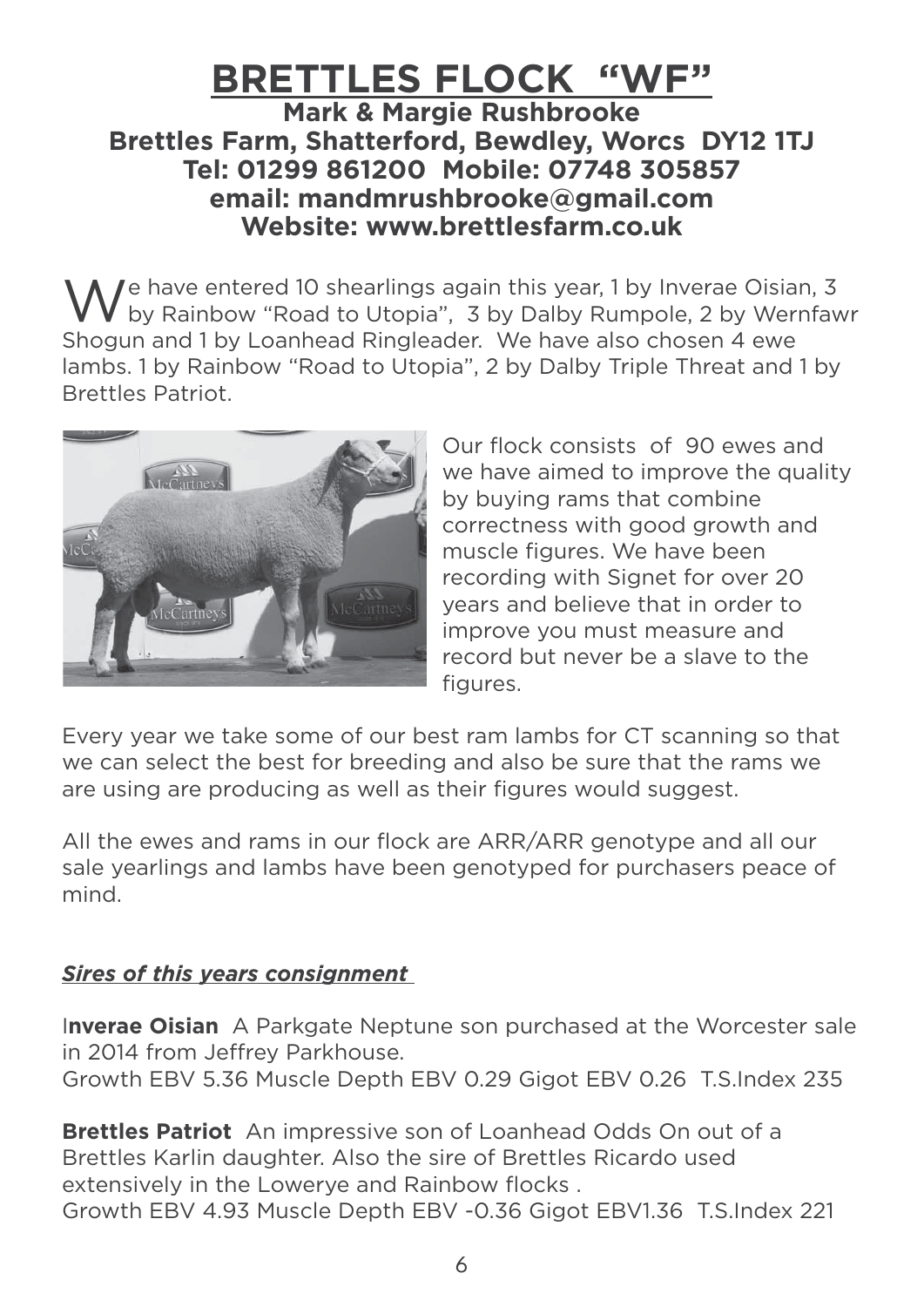# BRETTLES FLOCK "WF"

**Mark & Margie Rushbrooke**
**Brettles Farm, Shatterford, Bewdley, Worcs DY12 1TJ**
**Tel: 01299 861200 Mobile: 07748 305857**
**email: mandmrushbrooke@gmail.com**
**Website: www.brettlesfarm.co.uk**

We have entered 10 shearlings again this year, 1 by Inverae Oisian, 3 by Rainbow "Road to Utopia", 3 by Dalby Rumpole, 2 by Wernfawr Shogun and 1 by Loanhead Ringleader. We have also chosen 4 ewe lambs. 1 by Rainbow "Road to Utopia", 2 by Dalby Triple Threat and 1 by Brettles Patriot.

Our flock consists of 90 ewes and we have aimed to improve the quality by buying rams that combine correctness with good growth and muscle figures. We have been recording with Signet for over 20 years and believe that in order to improve you must measure and record but never be a slave to the figures.

Every year we take some of our best ram lambs for CT scanning so that we can select the best for breeding and also be sure that the rams we are using are producing as well as their figures would suggest.

All the ewes and rams in our flock are ARR/ARR genotype and all our sale yearlings and lambs have been genotyped for purchasers peace of mind.

***Sires of this years consignment***

**Inverae Oisian** A Parkgate Neptune son purchased at the Worcester sale in 2014 from Jeffrey Parkhouse.
Growth EBV 5.36 Muscle Depth EBV 0.29 Gigot EBV 0.26 T.S.Index 235

**Brettles Patriot** An impressive son of Loanhead Odds On out of a Brettles Karlin daughter. Also the sire of Brettles Ricardo used extensively in the Lowerye and Rainbow flocks .
Growth EBV 4.93 Muscle Depth EBV -0.36 Gigot EBV1.36 T.S.Index 221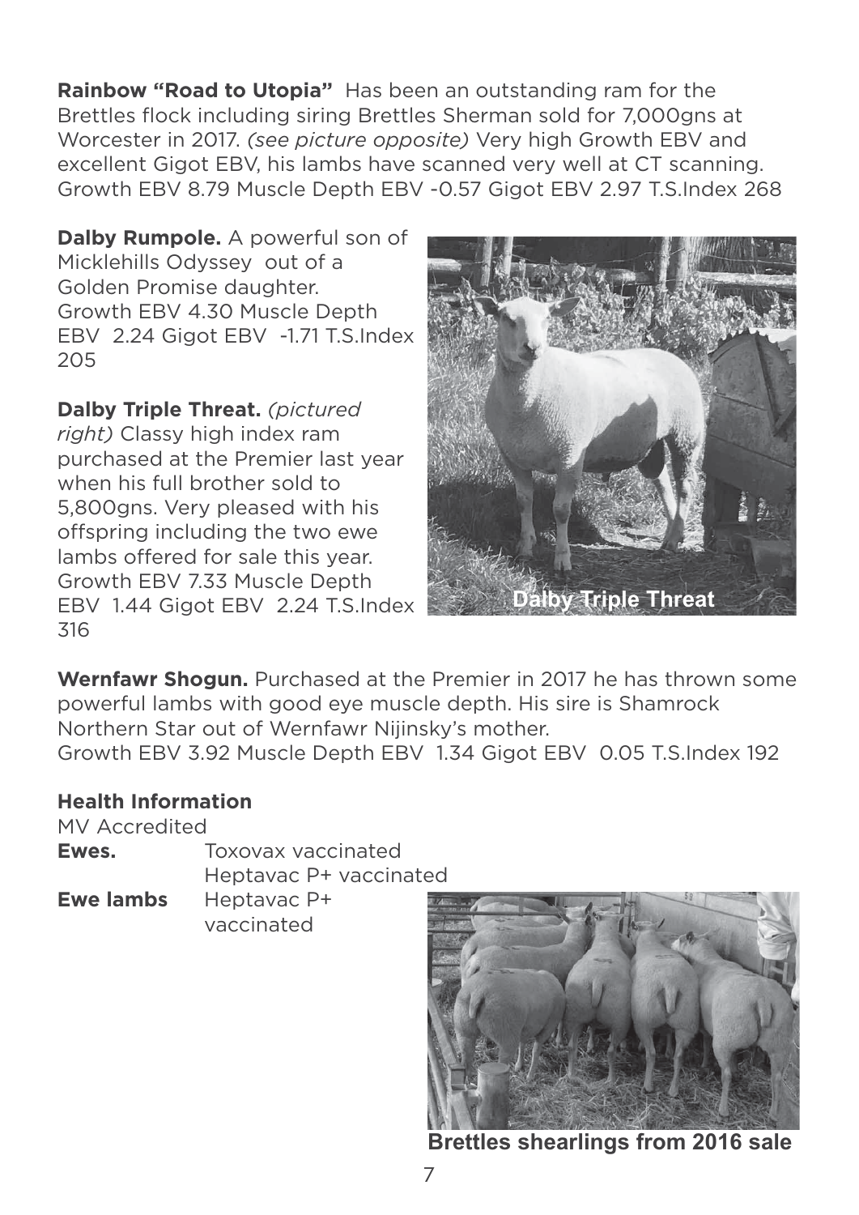**Rainbow "Road to Utopia"** Has been an outstanding ram for the Brettles flock including siring Brettles Sherman sold for 7,000gns at Worcester in 2017. *(see picture opposite)* Very high Growth EBV and excellent Gigot EBV, his lambs have scanned very well at CT scanning. Growth EBV 8.79 Muscle Depth EBV -0.57 Gigot EBV 2.97 T.S.Index 268

**Dalby Rumpole.** A powerful son of Micklehills Odyssey out of a Golden Promise daughter. Growth EBV 4.30 Muscle Depth EBV 2.24 Gigot EBV -1.71 T.S.Index 205

**Dalby Triple Threat.** *(pictured right)* Classy high index ram purchased at the Premier last year when his full brother sold to 5,800gns. Very pleased with his offspring including the two ewe lambs offered for sale this year. Growth EBV 7.33 Muscle Depth EBV 1.44 Gigot EBV 2.24 T.S.Index 316

Dalby Triple Threat

**Wernfawr Shogun.** Purchased at the Premier in 2017 he has thrown some powerful lambs with good eye muscle depth. His sire is Shamrock Northern Star out of Wernfawr Nijinsky's mother. Growth EBV 3.92 Muscle Depth EBV 1.34 Gigot EBV 0.05 T.S.Index 192

**Health Information**

MV Accredited

**Ewes.** Toxovax vaccinated
Heptavac P+ vaccinated

**Ewe lambs** Heptavac P+ vaccinated

**Brettles shearlings from 2016 sale**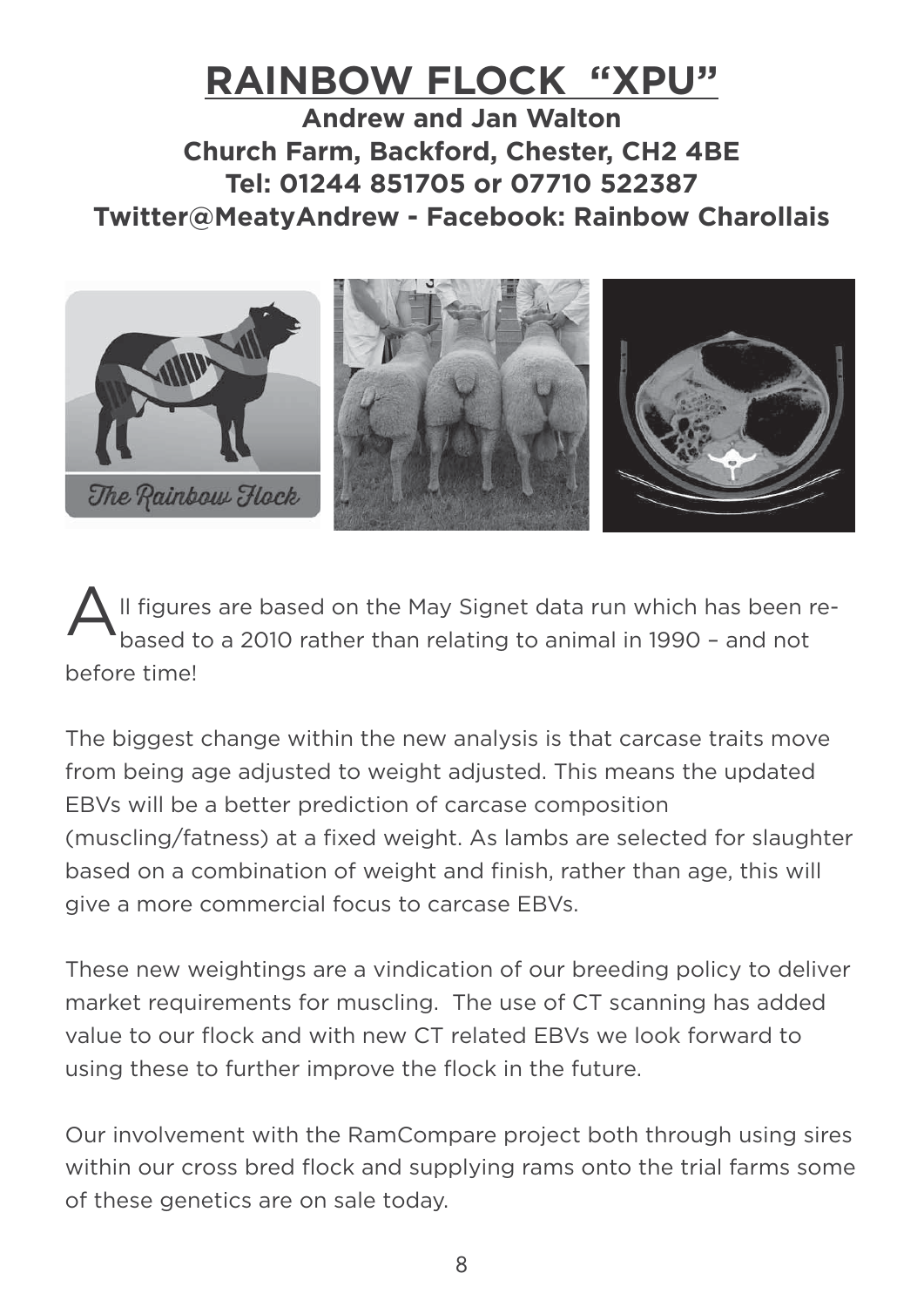# RAINBOW FLOCK "XPU"

**Andrew and Jan Walton**
**Church Farm, Backford, Chester, CH2 4BE**
**Tel: 01244 851705 or 07710 522387**
**Twitter@MeatyAndrew - Facebook: Rainbow Charollais**

All figures are based on the May Signet data run which has been re-based to a 2010 rather than relating to animal in 1990 – and not before time!

The biggest change within the new analysis is that carcase traits move from being age adjusted to weight adjusted. This means the updated EBVs will be a better prediction of carcase composition (muscling/fatness) at a fixed weight. As lambs are selected for slaughter based on a combination of weight and finish, rather than age, this will give a more commercial focus to carcase EBVs.

These new weightings are a vindication of our breeding policy to deliver market requirements for muscling. The use of CT scanning has added value to our flock and with new CT related EBVs we look forward to using these to further improve the flock in the future.

Our involvement with the RamCompare project both through using sires within our cross bred flock and supplying rams onto the trial farms some of these genetics are on sale today.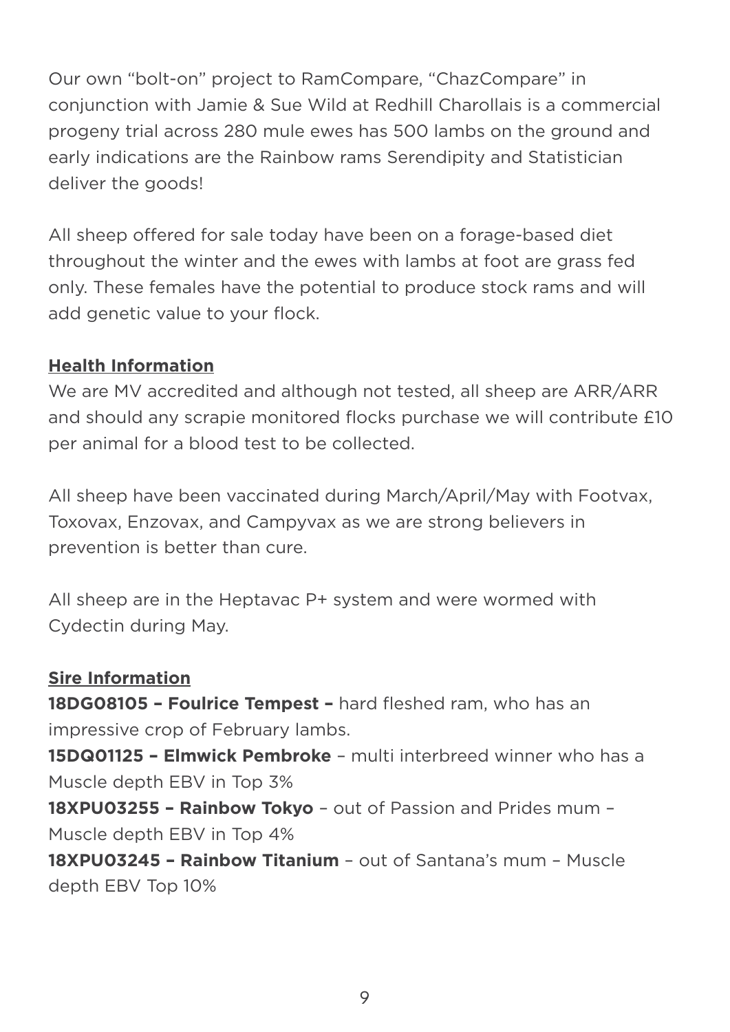Our own "bolt-on" project to RamCompare, "ChazCompare" in conjunction with Jamie & Sue Wild at Redhill Charollais is a commercial progeny trial across 280 mule ewes has 500 lambs on the ground and early indications are the Rainbow rams Serendipity and Statistician deliver the goods!

All sheep offered for sale today have been on a forage-based diet throughout the winter and the ewes with lambs at foot are grass fed only. These females have the potential to produce stock rams and will add genetic value to your flock.

## Health Information

We are MV accredited and although not tested, all sheep are ARR/ARR and should any scrapie monitored flocks purchase we will contribute £10 per animal for a blood test to be collected.

All sheep have been vaccinated during March/April/May with Footvax, Toxovax, Enzovax, and Campyvax as we are strong believers in prevention is better than cure.

All sheep are in the Heptavac P+ system and were wormed with Cydectin during May.

## Sire Information

**18DG08105 – Foulrice Tempest –** hard fleshed ram, who has an impressive crop of February lambs.

**15DQ01125 – Elmwick Pembroke** – multi interbreed winner who has a Muscle depth EBV in Top 3%

**18XPU03255 – Rainbow Tokyo** – out of Passion and Prides mum – Muscle depth EBV in Top 4%

**18XPU03245 – Rainbow Titanium** – out of Santana's mum – Muscle depth EBV Top 10%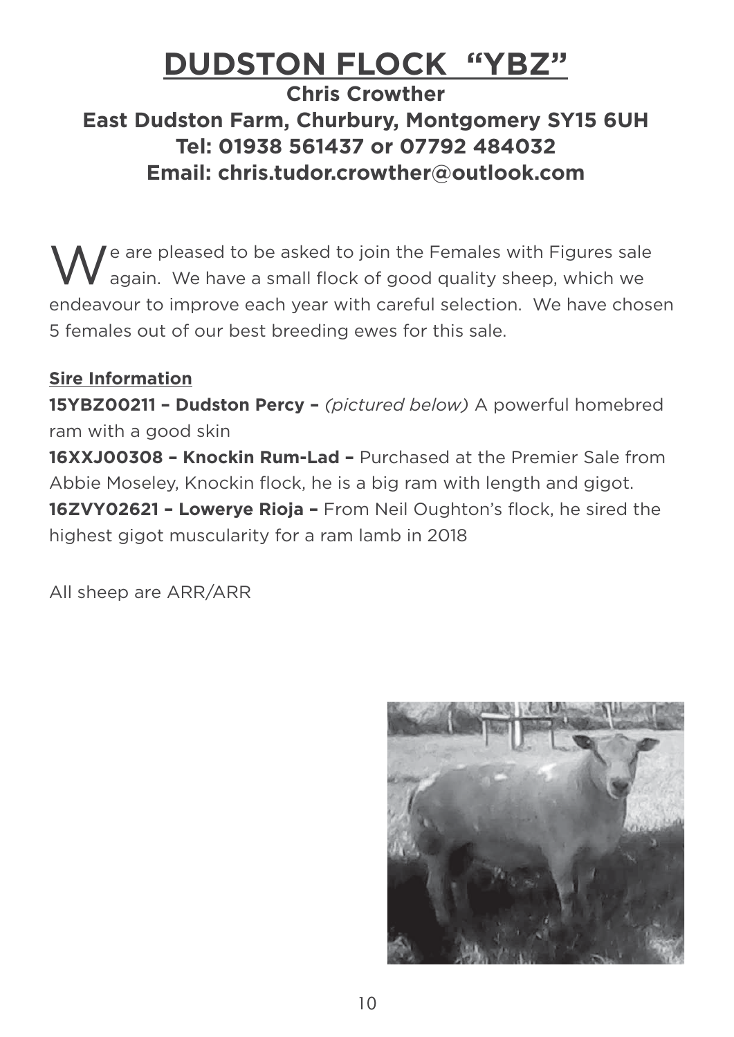# DUDSTON FLOCK "YBZ"

**Chris Crowther**
**East Dudston Farm, Churbury, Montgomery SY15 6UH**
**Tel: 01938 561437 or 07792 484032**
**Email: chris.tudor.crowther@outlook.com**

We are pleased to be asked to join the Females with Figures sale again. We have a small flock of good quality sheep, which we endeavour to improve each year with careful selection. We have chosen 5 females out of our best breeding ewes for this sale.

**Sire Information**

**15YBZ00211 – Dudston Percy –** *(pictured below)* A powerful homebred ram with a good skin

**16XXJ00308 – Knockin Rum-Lad –** Purchased at the Premier Sale from Abbie Moseley, Knockin flock, he is a big ram with length and gigot.

**16ZVY02621 – Lowerye Rioja –** From Neil Oughton's flock, he sired the highest gigot muscularity for a ram lamb in 2018

All sheep are ARR/ARR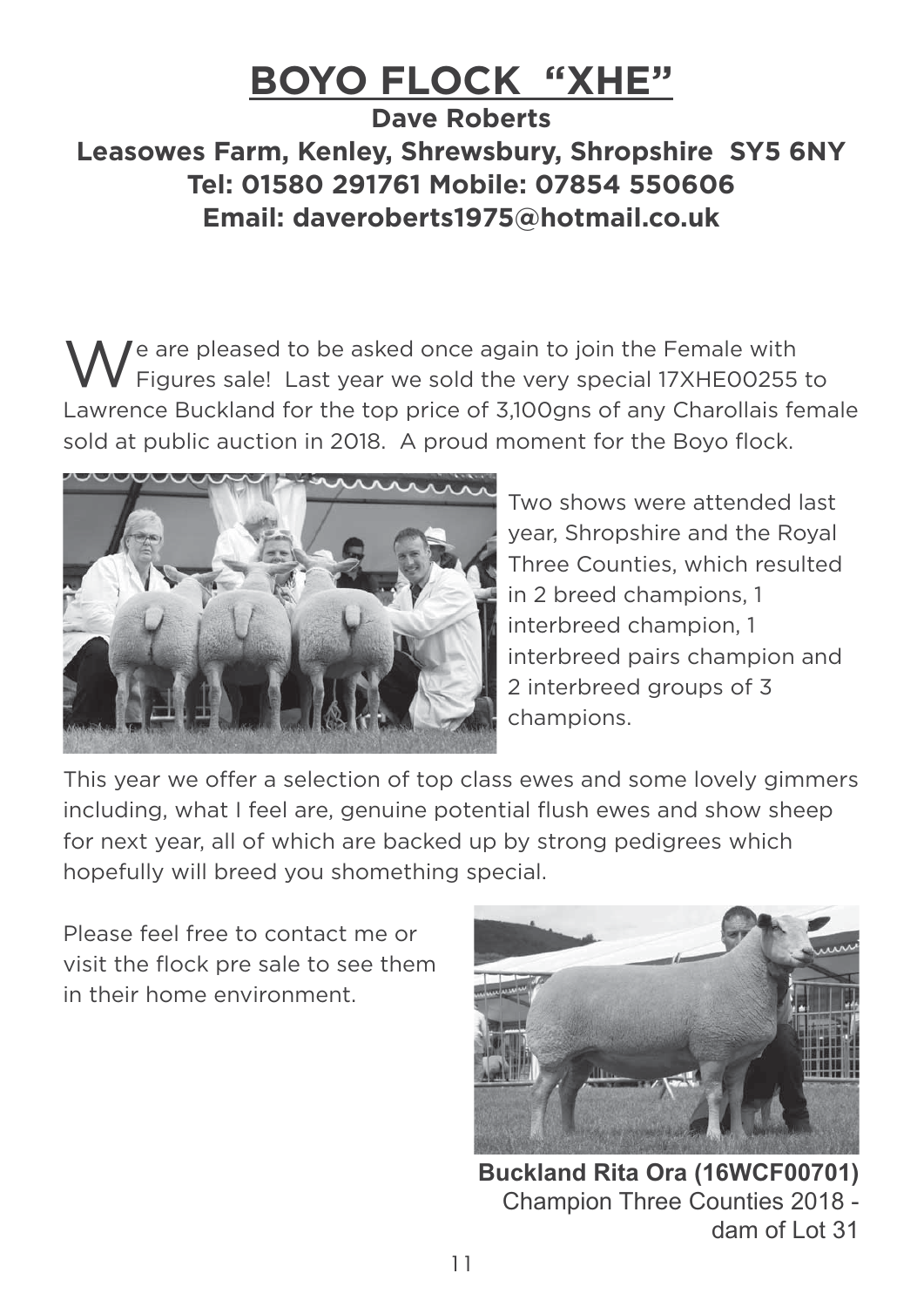# BOYO FLOCK "XHE"

**Dave Roberts**

**Leasowes Farm, Kenley, Shrewsbury, Shropshire SY5 6NY**

**Tel: 01580 291761 Mobile: 07854 550606**

**Email: daveroberts1975@hotmail.co.uk**

We are pleased to be asked once again to join the Female with Figures sale! Last year we sold the very special 17XHE00255 to Lawrence Buckland for the top price of 3,100gns of any Charollais female sold at public auction in 2018. A proud moment for the Boyo flock.

Two shows were attended last year, Shropshire and the Royal Three Counties, which resulted in 2 breed champions, 1 interbreed champion, 1 interbreed pairs champion and 2 interbreed groups of 3 champions.

This year we offer a selection of top class ewes and some lovely gimmers including, what I feel are, genuine potential flush ewes and show sheep for next year, all of which are backed up by strong pedigrees which hopefully will breed you shomething special.

Please feel free to contact me or visit the flock pre sale to see them in their home environment.

**Buckland Rita Ora (16WCF00701)**
Champion Three Counties 2018 - dam of Lot 31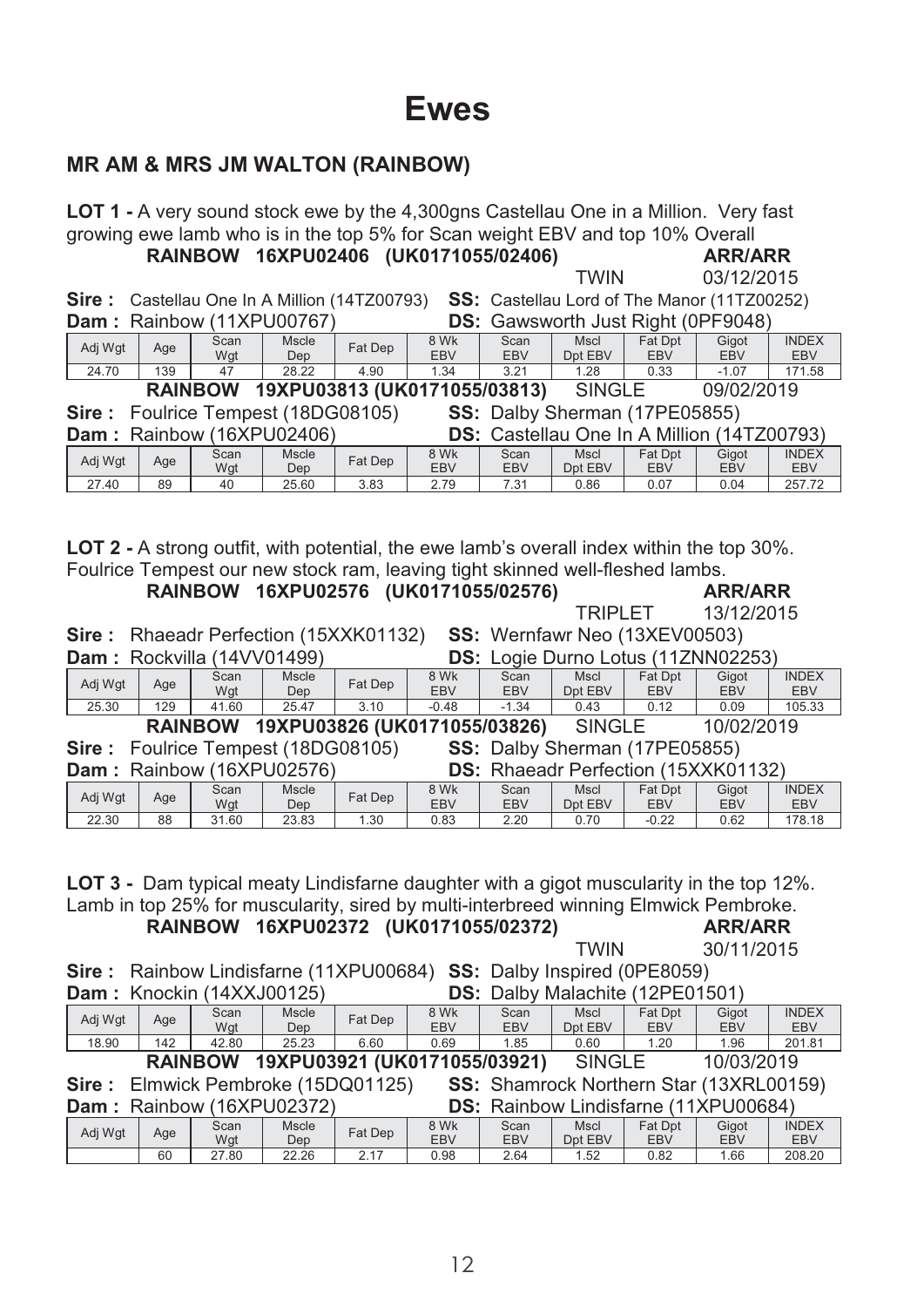# Ewes

## MR AM & MRS JM WALTON (RAINBOW)

**LOT 1 -** A very sound stock ewe by the 4,300gns Castellau One in a Million. Very fast growing ewe lamb who is in the top 5% for Scan weight EBV and top 10% Overall

**RAINBOW 16XPU02406 (UK0171055/02406)** **ARR/ARR**

TWIN 03/12/2015

**Sire :** Castellau One In A Million (14TZ00793) **SS:** Castellau Lord of The Manor (11TZ00252)
**Dam :** Rainbow (11XPU00767) **DS:** Gawsworth Just Right (0PF9048)

| Adj Wgt | Age | Scan Wgt | Mscle Dep | Fat Dep | 8 Wk EBV | Scan EBV | Mscl Dpt EBV | Fat Dpt EBV | Gigot EBV | INDEX EBV |
|---|---|---|---|---|---|---|---|---|---|---|
| 24.70 | 139 | 47 | 28.22 | 4.90 | 1.34 | 3.21 | 1.28 | 0.33 | -1.07 | 171.58 |

**RAINBOW 19XPU03813 (UK0171055/03813)** SINGLE 09/02/2019

**Sire :** Foulrice Tempest (18DG08105) **SS:** Dalby Sherman (17PE05855)
**Dam :** Rainbow (16XPU02406) **DS:** Castellau One In A Million (14TZ00793)

| Adj Wgt | Age | Scan Wgt | Mscle Dep | Fat Dep | 8 Wk EBV | Scan EBV | Mscl Dpt EBV | Fat Dpt EBV | Gigot EBV | INDEX EBV |
|---|---|---|---|---|---|---|---|---|---|---|
| 27.40 | 89 | 40 | 25.60 | 3.83 | 2.79 | 7.31 | 0.86 | 0.07 | 0.04 | 257.72 |

**LOT 2 -** A strong outfit, with potential, the ewe lamb's overall index within the top 30%. Foulrice Tempest our new stock ram, leaving tight skinned well-fleshed lambs.

**RAINBOW 16XPU02576 (UK0171055/02576)** **ARR/ARR**

TRIPLET 13/12/2015

**Sire :** Rhaeadr Perfection (15XXK01132) **SS:** Wernfawr Neo (13XEV00503)
**Dam :** Rockvilla (14VV01499) **DS:** Logie Durno Lotus (11ZNN02253)

| Adj Wgt | Age | Scan Wgt | Mscle Dep | Fat Dep | 8 Wk EBV | Scan EBV | Mscl Dpt EBV | Fat Dpt EBV | Gigot EBV | INDEX EBV |
|---|---|---|---|---|---|---|---|---|---|---|
| 25.30 | 129 | 41.60 | 25.47 | 3.10 | -0.48 | -1.34 | 0.43 | 0.12 | 0.09 | 105.33 |

**RAINBOW 19XPU03826 (UK0171055/03826)** SINGLE 10/02/2019

**Sire :** Foulrice Tempest (18DG08105) **SS:** Dalby Sherman (17PE05855)
**Dam :** Rainbow (16XPU02576) **DS:** Rhaeadr Perfection (15XXK01132)

| Adj Wgt | Age | Scan Wgt | Mscle Dep | Fat Dep | 8 Wk EBV | Scan EBV | Mscl Dpt EBV | Fat Dpt EBV | Gigot EBV | INDEX EBV |
|---|---|---|---|---|---|---|---|---|---|---|
| 22.30 | 88 | 31.60 | 23.83 | 1.30 | 0.83 | 2.20 | 0.70 | -0.22 | 0.62 | 178.18 |

**LOT 3 -** Dam typical meaty Lindisfarne daughter with a gigot muscularity in the top 12%. Lamb in top 25% for muscularity, sired by multi-interbreed winning Elmwick Pembroke.

**RAINBOW 16XPU02372 (UK0171055/02372)** **ARR/ARR**

TWIN 30/11/2015

**Sire :** Rainbow Lindisfarne (11XPU00684) **SS:** Dalby Inspired (0PE8059)
**Dam :** Knockin (14XXJ00125) **DS:** Dalby Malachite (12PE01501)

| Adj Wgt | Age | Scan Wgt | Mscle Dep | Fat Dep | 8 Wk EBV | Scan EBV | Mscl Dpt EBV | Fat Dpt EBV | Gigot EBV | INDEX EBV |
|---|---|---|---|---|---|---|---|---|---|---|
| 18.90 | 142 | 42.80 | 25.23 | 6.60 | 0.69 | 1.85 | 0.60 | 1.20 | 1.96 | 201.81 |

**RAINBOW 19XPU03921 (UK0171055/03921)** SINGLE 10/03/2019

**Sire :** Elmwick Pembroke (15DQ01125) **SS:** Shamrock Northern Star (13XRL00159)
**Dam :** Rainbow (16XPU02372) **DS:** Rainbow Lindisfarne (11XPU00684)

| Adj Wgt | Age | Scan Wgt | Mscle Dep | Fat Dep | 8 Wk EBV | Scan EBV | Mscl Dpt EBV | Fat Dpt EBV | Gigot EBV | INDEX EBV |
|---|---|---|---|---|---|---|---|---|---|---|
| | 60 | 27.80 | 22.26 | 2.17 | 0.98 | 2.64 | 1.52 | 0.82 | 1.66 | 208.20 |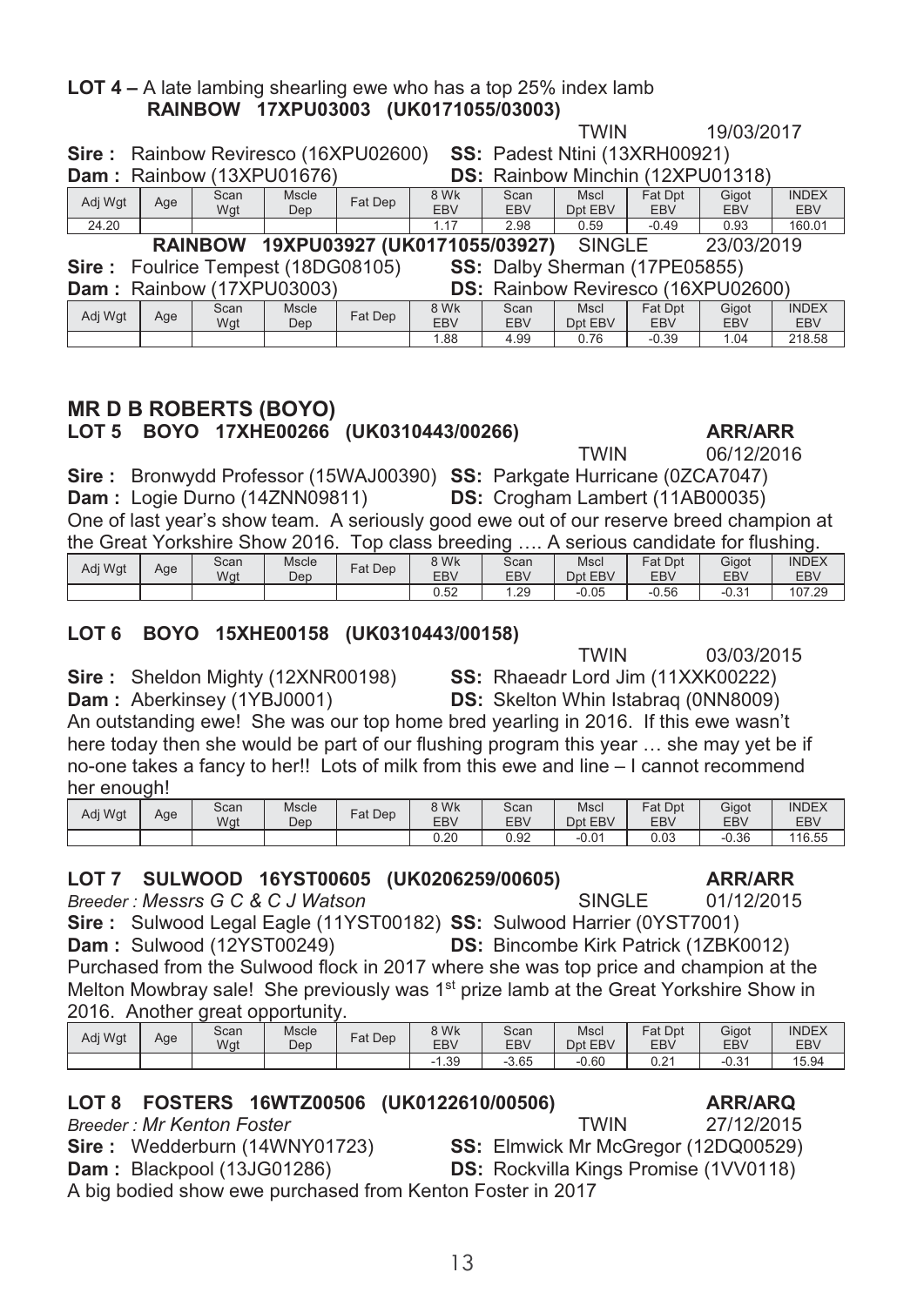**LOT 4 –** A late lambing shearling ewe who has a top 25% index lamb

**RAINBOW 17XPU03003 (UK0171055/03003)**

TWIN 19/03/2017

**Sire :** Rainbow Reviresco (16XPU02600) **SS:** Padest Ntini (13XRH00921)
**Dam :** Rainbow (13XPU01676) **DS:** Rainbow Minchin (12XPU01318)

| Adj Wgt | Age | Scan Wgt | Mscle Dep | Fat Dep | 8 Wk EBV | Scan EBV | Mscl Dpt EBV | Fat Dpt EBV | Gigot EBV | INDEX EBV |
|---|---|---|---|---|---|---|---|---|---|---|
| 24.20 | | | | | 1.17 | 2.98 | 0.59 | -0.49 | 0.93 | 160.01 |

**RAINBOW 19XPU03927 (UK0171055/03927)** SINGLE 23/03/2019

**Sire :** Foulrice Tempest (18DG08105) **SS:** Dalby Sherman (17PE05855)
**Dam :** Rainbow (17XPU03003) **DS:** Rainbow Reviresco (16XPU02600)

| Adj Wgt | Age | Scan Wgt | Mscle Dep | Fat Dep | 8 Wk EBV | Scan EBV | Mscl Dpt EBV | Fat Dpt EBV | Gigot EBV | INDEX EBV |
|---|---|---|---|---|---|---|---|---|---|---|
| | | | | | 1.88 | 4.99 | 0.76 | -0.39 | 1.04 | 218.58 |

## MR D B ROBERTS (BOYO)

### LOT 5 BOYO 17XHE00266 (UK0310443/00266) ARR/ARR

TWIN 06/12/2016

**Sire :** Bronwydd Professor (15WAJ00390) **SS:** Parkgate Hurricane (0ZCA7047)
**Dam :** Logie Durno (14ZNN09811) **DS:** Crogham Lambert (11AB00035)

One of last year's show team. A seriously good ewe out of our reserve breed champion at the Great Yorkshire Show 2016. Top class breeding …. A serious candidate for flushing.

| Adj Wgt | Age | Scan Wgt | Mscle Dep | Fat Dep | 8 Wk EBV | Scan EBV | Mscl Dpt EBV | Fat Dpt EBV | Gigot EBV | INDEX EBV |
|---|---|---|---|---|---|---|---|---|---|---|
| | | | | | 0.52 | 1.29 | -0.05 | -0.56 | -0.31 | 107.29 |

### LOT 6 BOYO 15XHE00158 (UK0310443/00158)

TWIN 03/03/2015

**Sire :** Sheldon Mighty (12XNR00198) **SS:** Rhaeadr Lord Jim (11XXK00222)
**Dam :** Aberkinsey (1YBJ0001) **DS:** Skelton Whin Istabraq (0NN8009)

An outstanding ewe! She was our top home bred yearling in 2016. If this ewe wasn't here today then she would be part of our flushing program this year … she may yet be if no-one takes a fancy to her!! Lots of milk from this ewe and line – I cannot recommend her enough!

| Adj Wgt | Age | Scan Wgt | Mscle Dep | Fat Dep | 8 Wk EBV | Scan EBV | Mscl Dpt EBV | Fat Dpt EBV | Gigot EBV | INDEX EBV |
|---|---|---|---|---|---|---|---|---|---|---|
| | | | | | 0.20 | 0.92 | -0.01 | 0.03 | -0.36 | 116.55 |

### LOT 7 SULWOOD 16YST00605 (UK0206259/00605) ARR/ARR

*Breeder : Messrs G C & C J Watson* SINGLE 01/12/2015

**Sire :** Sulwood Legal Eagle (11YST00182) **SS:** Sulwood Harrier (0YST7001)
**Dam :** Sulwood (12YST00249) **DS:** Bincombe Kirk Patrick (1ZBK0012)

Purchased from the Sulwood flock in 2017 where she was top price and champion at the Melton Mowbray sale! She previously was 1st prize lamb at the Great Yorkshire Show in 2016. Another great opportunity.

| Adj Wgt | Age | Scan Wgt | Mscle Dep | Fat Dep | 8 Wk EBV | Scan EBV | Mscl Dpt EBV | Fat Dpt EBV | Gigot EBV | INDEX EBV |
|---|---|---|---|---|---|---|---|---|---|---|
| | | | | | -1.39 | -3.65 | -0.60 | 0.21 | -0.31 | 15.94 |

### LOT 8 FOSTERS 16WTZ00506 (UK0122610/00506) ARR/ARQ

*Breeder : Mr Kenton Foster* TWIN 27/12/2015

**Sire :** Wedderburn (14WNY01723) **SS:** Elmwick Mr McGregor (12DQ00529)
**Dam :** Blackpool (13JG01286) **DS:** Rockvilla Kings Promise (1VV0118)

A big bodied show ewe purchased from Kenton Foster in 2017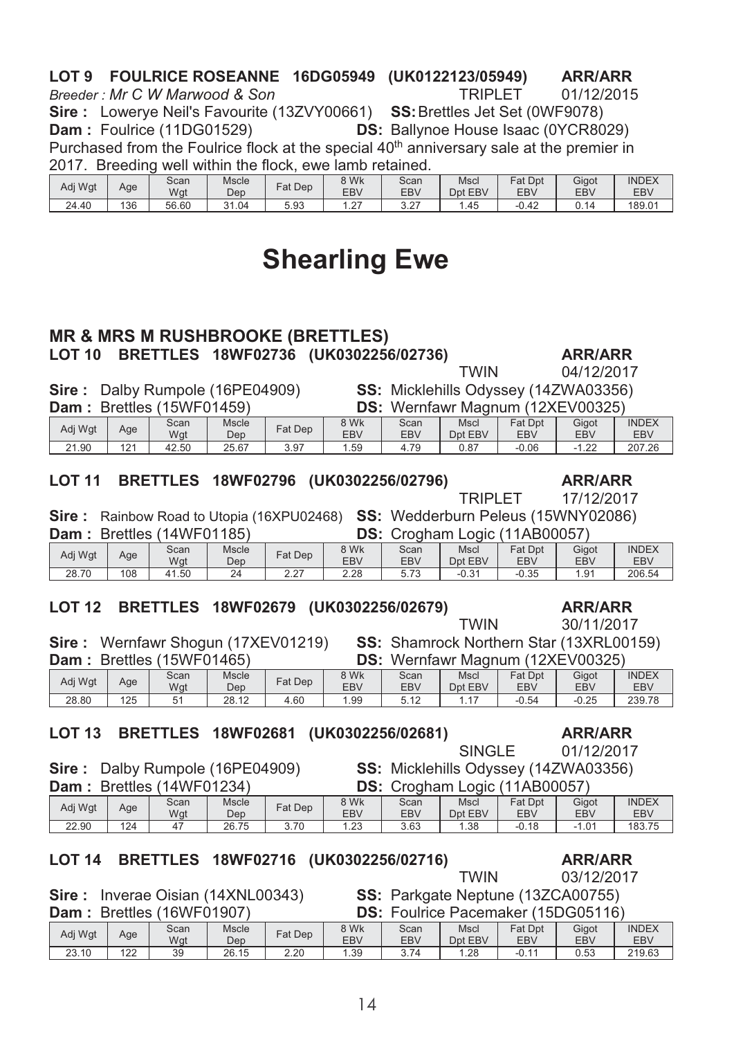### LOT 9 FOULRICE ROSEANNE 16DG05949 (UK0122123/05949) ARR/ARR

*Breeder : Mr C W Marwood & Son* TRIPLET 01/12/2015

**Sire :** Lowerye Neil's Favourite (13ZVY00661) **SS:** Brettles Jet Set (0WF9078)

**Dam :** Foulrice (11DG01529) **DS:** Ballynoe House Isaac (0YCR8029)

Purchased from the Foulrice flock at the special 40th anniversary sale at the premier in 2017. Breeding well within the flock, ewe lamb retained.

| Adj Wgt | Age | Scan Wgt | Mscle Dep | Fat Dep | 8 Wk EBV | Scan EBV | Mscl Dpt EBV | Fat Dpt EBV | Gigot EBV | INDEX EBV |
|---|---|---|---|---|---|---|---|---|---|---|
| 24.40 | 136 | 56.60 | 31.04 | 5.93 | 1.27 | 3.27 | 1.45 | -0.42 | 0.14 | 189.01 |

# Shearling Ewe

## MR & MRS M RUSHBROOKE (BRETTLES)

### LOT 10 BRETTLES 18WF02736 (UK0302256/02736) ARR/ARR

TWIN 04/12/2017

**Sire :** Dalby Rumpole (16PE04909) **SS:** Micklehills Odyssey (14ZWA03356)

**Dam :** Brettles (15WF01459) **DS:** Wernfawr Magnum (12XEV00325)

| Adj Wgt | Age | Scan Wgt | Mscle Dep | Fat Dep | 8 Wk EBV | Scan EBV | Mscl Dpt EBV | Fat Dpt EBV | Gigot EBV | INDEX EBV |
|---|---|---|---|---|---|---|---|---|---|---|
| 21.90 | 121 | 42.50 | 25.67 | 3.97 | 1.59 | 4.79 | 0.87 | -0.06 | -1.22 | 207.26 |

### LOT 11 BRETTLES 18WF02796 (UK0302256/02796) ARR/ARR

TRIPLET 17/12/2017

**Sire :** Rainbow Road to Utopia (16XPU02468) **SS:** Wedderburn Peleus (15WNY02086)

**Dam :** Brettles (14WF01185) **DS:** Crogham Logic (11AB00057)

| Adj Wgt | Age | Scan Wgt | Mscle Dep | Fat Dep | 8 Wk EBV | Scan EBV | Mscl Dpt EBV | Fat Dpt EBV | Gigot EBV | INDEX EBV |
|---|---|---|---|---|---|---|---|---|---|---|
| 28.70 | 108 | 41.50 | 24 | 2.27 | 2.28 | 5.73 | -0.31 | -0.35 | 1.91 | 206.54 |

### LOT 12 BRETTLES 18WF02679 (UK0302256/02679) ARR/ARR

TWIN 30/11/2017

**Sire :** Wernfawr Shogun (17XEV01219) **SS:** Shamrock Northern Star (13XRL00159)

**Dam :** Brettles (15WF01465) **DS:** Wernfawr Magnum (12XEV00325)

| Adj Wgt | Age | Scan Wgt | Mscle Dep | Fat Dep | 8 Wk EBV | Scan EBV | Mscl Dpt EBV | Fat Dpt EBV | Gigot EBV | INDEX EBV |
|---|---|---|---|---|---|---|---|---|---|---|
| 28.80 | 125 | 51 | 28.12 | 4.60 | 1.99 | 5.12 | 1.17 | -0.54 | -0.25 | 239.78 |

### LOT 13 BRETTLES 18WF02681 (UK0302256/02681) ARR/ARR

SINGLE 01/12/2017

**Sire :** Dalby Rumpole (16PE04909) **SS:** Micklehills Odyssey (14ZWA03356)

**Dam :** Brettles (14WF01234) **DS:** Crogham Logic (11AB00057)

| Adj Wgt | Age | Scan Wgt | Mscle Dep | Fat Dep | 8 Wk EBV | Scan EBV | Mscl Dpt EBV | Fat Dpt EBV | Gigot EBV | INDEX EBV |
|---|---|---|---|---|---|---|---|---|---|---|
| 22.90 | 124 | 47 | 26.75 | 3.70 | 1.23 | 3.63 | 1.38 | -0.18 | -1.01 | 183.75 |

### LOT 14 BRETTLES 18WF02716 (UK0302256/02716) ARR/ARR

TWIN 03/12/2017

**Sire :** Inverae Oisian (14XNL00343) **SS:** Parkgate Neptune (13ZCA00755)

**Dam :** Brettles (16WF01907) **DS:** Foulrice Pacemaker (15DG05116)

| Adj Wgt | Age | Scan Wgt | Mscle Dep | Fat Dep | 8 Wk EBV | Scan EBV | Mscl Dpt EBV | Fat Dpt EBV | Gigot EBV | INDEX EBV |
|---|---|---|---|---|---|---|---|---|---|---|
| 23.10 | 122 | 39 | 26.15 | 2.20 | 1.39 | 3.74 | 1.28 | -0.11 | 0.53 | 219.63 |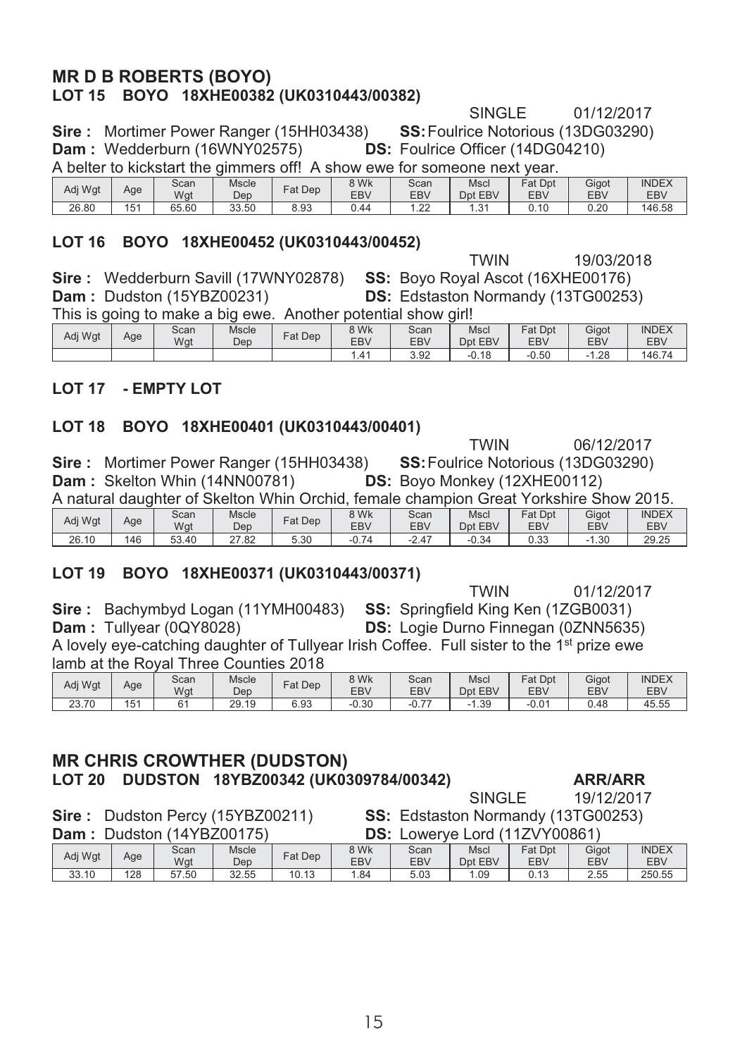## MR D B ROBERTS (BOYO)

### LOT 15 BOYO 18XHE00382 (UK0310443/00382)

SINGLE 01/12/2017

**Sire :** Mortimer Power Ranger (15HH03438) **SS:** Foulrice Notorious (13DG03290)
**Dam :** Wedderburn (16WNY02575) **DS:** Foulrice Officer (14DG04210)

A belter to kickstart the gimmers off! A show ewe for someone next year.

| Adj Wgt | Age | Scan Wgt | Mscle Dep | Fat Dep | 8 Wk EBV | Scan EBV | Mscl Dpt EBV | Fat Dpt EBV | Gigot EBV | INDEX EBV |
|---|---|---|---|---|---|---|---|---|---|---|
| 26.80 | 151 | 65.60 | 33.50 | 8.93 | 0.44 | 1.22 | 1.31 | 0.10 | 0.20 | 146.58 |

### LOT 16 BOYO 18XHE00452 (UK0310443/00452)

TWIN 19/03/2018

**Sire :** Wedderburn Savill (17WNY02878) **SS:** Boyo Royal Ascot (16XHE00176)
**Dam :** Dudston (15YBZ00231) **DS:** Edstaston Normandy (13TG00253)

This is going to make a big ewe. Another potential show girl!

| Adj Wgt | Age | Scan Wgt | Mscle Dep | Fat Dep | 8 Wk EBV | Scan EBV | Mscl Dpt EBV | Fat Dpt EBV | Gigot EBV | INDEX EBV |
|---|---|---|---|---|---|---|---|---|---|---|
| | | | | | 1.41 | 3.92 | -0.18 | -0.50 | -1.28 | 146.74 |

### LOT 17 - EMPTY LOT

### LOT 18 BOYO 18XHE00401 (UK0310443/00401)

TWIN 06/12/2017

**Sire :** Mortimer Power Ranger (15HH03438) **SS:** Foulrice Notorious (13DG03290)
**Dam :** Skelton Whin (14NN00781) **DS:** Boyo Monkey (12XHE00112)

A natural daughter of Skelton Whin Orchid, female champion Great Yorkshire Show 2015.

| Adj Wgt | Age | Scan Wgt | Mscle Dep | Fat Dep | 8 Wk EBV | Scan EBV | Mscl Dpt EBV | Fat Dpt EBV | Gigot EBV | INDEX EBV |
|---|---|---|---|---|---|---|---|---|---|---|
| 26.10 | 146 | 53.40 | 27.82 | 5.30 | -0.74 | -2.47 | -0.34 | 0.33 | -1.30 | 29.25 |

### LOT 19 BOYO 18XHE00371 (UK0310443/00371)

TWIN 01/12/2017

**Sire :** Bachymbyd Logan (11YMH00483) **SS:** Springfield King Ken (1ZGB0031)
**Dam :** Tullyear (0QY8028) **DS:** Logie Durno Finnegan (0ZNN5635)

A lovely eye-catching daughter of Tullyear Irish Coffee. Full sister to the 1st prize ewe lamb at the Royal Three Counties 2018

| Adj Wgt | Age | Scan Wgt | Mscle Dep | Fat Dep | 8 Wk EBV | Scan EBV | Mscl Dpt EBV | Fat Dpt EBV | Gigot EBV | INDEX EBV |
|---|---|---|---|---|---|---|---|---|---|---|
| 23.70 | 151 | 61 | 29.19 | 6.93 | -0.30 | -0.77 | -1.39 | -0.01 | 0.48 | 45.55 |

## MR CHRIS CROWTHER (DUDSTON)

### LOT 20 DUDSTON 18YBZ00342 (UK0309784/00342) ARR/ARR

SINGLE 19/12/2017

**Sire :** Dudston Percy (15YBZ00211) **SS:** Edstaston Normandy (13TG00253)
**Dam :** Dudston (14YBZ00175) **DS:** Lowerye Lord (11ZVY00861)

| Adj Wgt | Age | Scan Wgt | Mscle Dep | Fat Dep | 8 Wk EBV | Scan EBV | Mscl Dpt EBV | Fat Dpt EBV | Gigot EBV | INDEX EBV |
|---|---|---|---|---|---|---|---|---|---|---|
| 33.10 | 128 | 57.50 | 32.55 | 10.13 | 1.84 | 5.03 | 1.09 | 0.13 | 2.55 | 250.55 |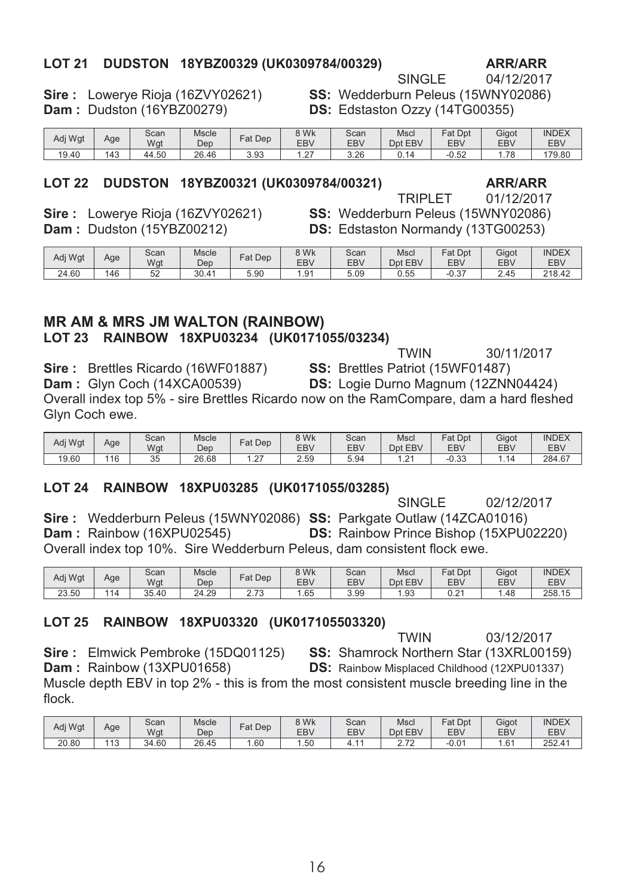### LOT 21 DUDSTON 18YBZ00329 (UK0309784/00329) ARR/ARR

SINGLE 04/12/2017

**Sire :** Lowerye Rioja (16ZVY02621)
**SS:** Wedderburn Peleus (15WNY02086)
**Dam :** Dudston (16YBZ00279)
**DS:** Edstaston Ozzy (14TG00355)

| Adj Wgt | Age | Scan Wgt | Mscle Dep | Fat Dep | 8 Wk EBV | Scan EBV | Mscl Dpt EBV | Fat Dpt EBV | Gigot EBV | INDEX EBV |
|---|---|---|---|---|---|---|---|---|---|---|
| 19.40 | 143 | 44.50 | 26.46 | 3.93 | 1.27 | 3.26 | 0.14 | -0.52 | 1.78 | 179.80 |

### LOT 22 DUDSTON 18YBZ00321 (UK0309784/00321) ARR/ARR

TRIPLET 01/12/2017

**Sire :** Lowerye Rioja (16ZVY02621)
**SS:** Wedderburn Peleus (15WNY02086)
**Dam :** Dudston (15YBZ00212)
**DS:** Edstaston Normandy (13TG00253)

| Adj Wgt | Age | Scan Wgt | Mscle Dep | Fat Dep | 8 Wk EBV | Scan EBV | Mscl Dpt EBV | Fat Dpt EBV | Gigot EBV | INDEX EBV |
|---|---|---|---|---|---|---|---|---|---|---|
| 24.60 | 146 | 52 | 30.41 | 5.90 | 1.91 | 5.09 | 0.55 | -0.37 | 2.45 | 218.42 |

## MR AM & MRS JM WALTON (RAINBOW)

### LOT 23 RAINBOW 18XPU03234 (UK0171055/03234)

TWIN 30/11/2017

**Sire :** Brettles Ricardo (16WF01887)
**SS:** Brettles Patriot (15WF01487)
**Dam :** Glyn Coch (14XCA00539)
**DS:** Logie Durno Magnum (12ZNN04424)

Overall index top 5% - sire Brettles Ricardo now on the RamCompare, dam a hard fleshed Glyn Coch ewe.

| Adj Wgt | Age | Scan Wgt | Mscle Dep | Fat Dep | 8 Wk EBV | Scan EBV | Mscl Dpt EBV | Fat Dpt EBV | Gigot EBV | INDEX EBV |
|---|---|---|---|---|---|---|---|---|---|---|
| 19.60 | 116 | 35 | 26.68 | 1.27 | 2.59 | 5.94 | 1.21 | -0.33 | 1.14 | 284.67 |

### LOT 24 RAINBOW 18XPU03285 (UK0171055/03285)

SINGLE 02/12/2017

**Sire :** Wedderburn Peleus (15WNY02086)
**SS:** Parkgate Outlaw (14ZCA01016)
**Dam :** Rainbow (16XPU02545)
**DS:** Rainbow Prince Bishop (15XPU02220)

Overall index top 10%. Sire Wedderburn Peleus, dam consistent flock ewe.

| Adj Wgt | Age | Scan Wgt | Mscle Dep | Fat Dep | 8 Wk EBV | Scan EBV | Mscl Dpt EBV | Fat Dpt EBV | Gigot EBV | INDEX EBV |
|---|---|---|---|---|---|---|---|---|---|---|
| 23.50 | 114 | 35.40 | 24.29 | 2.73 | 1.65 | 3.99 | 1.93 | 0.21 | 1.48 | 258.15 |

### LOT 25 RAINBOW 18XPU03320 (UK017105503320)

TWIN 03/12/2017

**Sire :** Elmwick Pembroke (15DQ01125)
**SS:** Shamrock Northern Star (13XRL00159)
**Dam :** Rainbow (13XPU01658)
**DS:** Rainbow Misplaced Childhood (12XPU01337)

Muscle depth EBV in top 2% - this is from the most consistent muscle breeding line in the flock.

| Adj Wgt | Age | Scan Wgt | Mscle Dep | Fat Dep | 8 Wk EBV | Scan EBV | Mscl Dpt EBV | Fat Dpt EBV | Gigot EBV | INDEX EBV |
|---|---|---|---|---|---|---|---|---|---|---|
| 20.80 | 113 | 34.60 | 26.45 | 1.60 | 1.50 | 4.11 | 2.72 | -0.01 | 1.61 | 252.41 |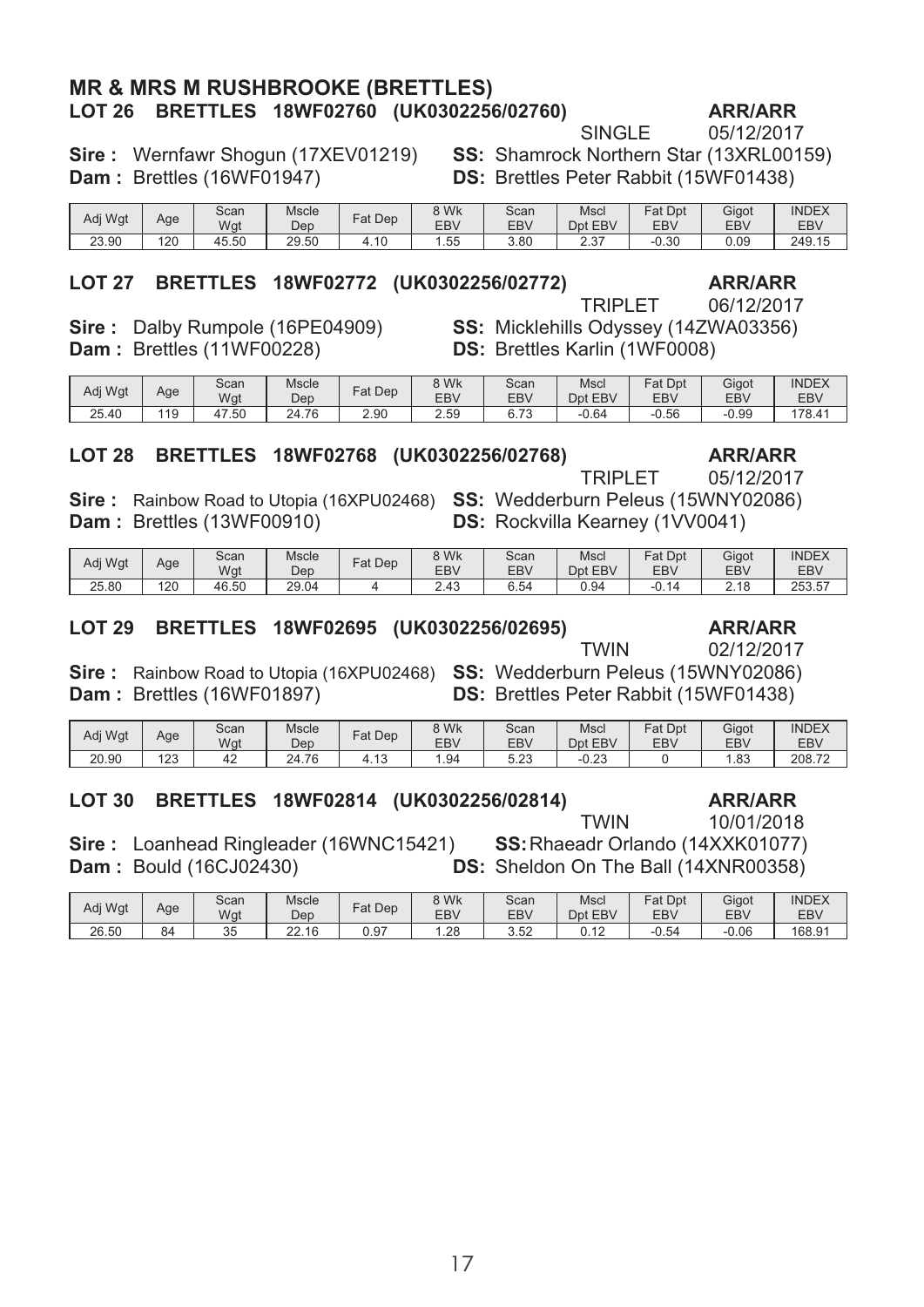## MR & MRS M RUSHBROOKE (BRETTLES)

### LOT 26 BRETTLES 18WF02760 (UK0302256/02760) ARR/ARR

SINGLE 05/12/2017

**Sire :** Wernfawr Shogun (17XEV01219) **SS:** Shamrock Northern Star (13XRL00159)
**Dam :** Brettles (16WF01947) **DS:** Brettles Peter Rabbit (15WF01438)

| Adj Wgt | Age | Scan Wgt | Mscle Dep | Fat Dep | 8 Wk EBV | Scan EBV | Mscl Dpt EBV | Fat Dpt EBV | Gigot EBV | INDEX EBV |
|---|---|---|---|---|---|---|---|---|---|---|
| 23.90 | 120 | 45.50 | 29.50 | 4.10 | 1.55 | 3.80 | 2.37 | -0.30 | 0.09 | 249.15 |

### LOT 27 BRETTLES 18WF02772 (UK0302256/02772) ARR/ARR

TRIPLET 06/12/2017

**Sire :** Dalby Rumpole (16PE04909) **SS:** Micklehills Odyssey (14ZWA03356)
**Dam :** Brettles (11WF00228) **DS:** Brettles Karlin (1WF0008)

| Adj Wgt | Age | Scan Wgt | Mscle Dep | Fat Dep | 8 Wk EBV | Scan EBV | Mscl Dpt EBV | Fat Dpt EBV | Gigot EBV | INDEX EBV |
|---|---|---|---|---|---|---|---|---|---|---|
| 25.40 | 119 | 47.50 | 24.76 | 2.90 | 2.59 | 6.73 | -0.64 | -0.56 | -0.99 | 178.41 |

### LOT 28 BRETTLES 18WF02768 (UK0302256/02768) ARR/ARR

TRIPLET 05/12/2017

**Sire :** Rainbow Road to Utopia (16XPU02468) **SS:** Wedderburn Peleus (15WNY02086)
**Dam :** Brettles (13WF00910) **DS:** Rockvilla Kearney (1VV0041)

| Adj Wgt | Age | Scan Wgt | Mscle Dep | Fat Dep | 8 Wk EBV | Scan EBV | Mscl Dpt EBV | Fat Dpt EBV | Gigot EBV | INDEX EBV |
|---|---|---|---|---|---|---|---|---|---|---|
| 25.80 | 120 | 46.50 | 29.04 | 4 | 2.43 | 6.54 | 0.94 | -0.14 | 2.18 | 253.57 |

### LOT 29 BRETTLES 18WF02695 (UK0302256/02695) ARR/ARR

TWIN 02/12/2017

**Sire :** Rainbow Road to Utopia (16XPU02468) **SS:** Wedderburn Peleus (15WNY02086)
**Dam :** Brettles (16WF01897) **DS:** Brettles Peter Rabbit (15WF01438)

| Adj Wgt | Age | Scan Wgt | Mscle Dep | Fat Dep | 8 Wk EBV | Scan EBV | Mscl Dpt EBV | Fat Dpt EBV | Gigot EBV | INDEX EBV |
|---|---|---|---|---|---|---|---|---|---|---|
| 20.90 | 123 | 42 | 24.76 | 4.13 | 1.94 | 5.23 | -0.23 | 0 | 1.83 | 208.72 |

### LOT 30 BRETTLES 18WF02814 (UK0302256/02814) ARR/ARR

TWIN 10/01/2018

**Sire :** Loanhead Ringleader (16WNC15421) **SS:** Rhaeadr Orlando (14XXK01077)
**Dam :** Bould (16CJ02430) **DS:** Sheldon On The Ball (14XNR00358)

| Adj Wgt | Age | Scan Wgt | Mscle Dep | Fat Dep | 8 Wk EBV | Scan EBV | Mscl Dpt EBV | Fat Dpt EBV | Gigot EBV | INDEX EBV |
|---|---|---|---|---|---|---|---|---|---|---|
| 26.50 | 84 | 35 | 22.16 | 0.97 | 1.28 | 3.52 | 0.12 | -0.54 | -0.06 | 168.91 |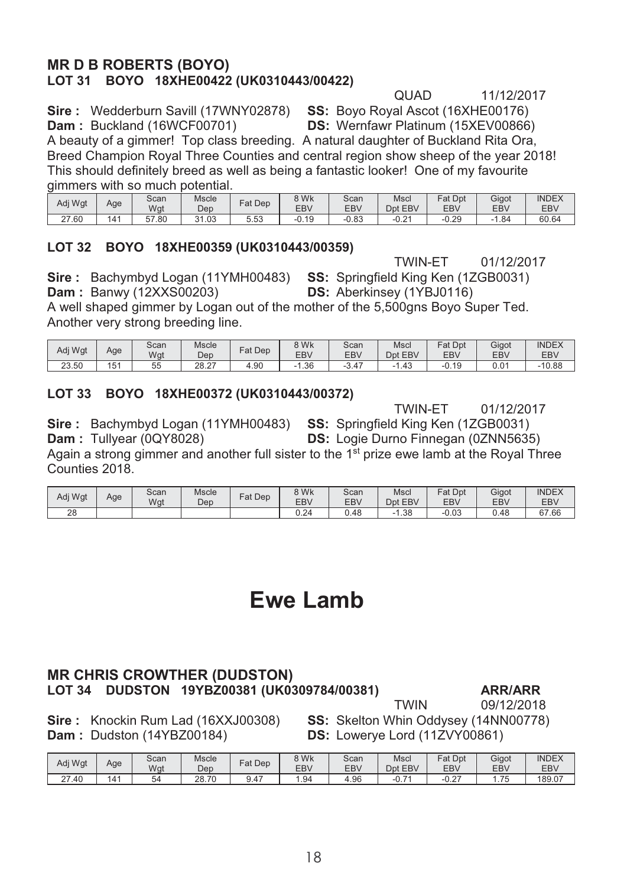## MR D B ROBERTS (BOYO)

### LOT 31 BOYO 18XHE00422 (UK0310443/00422)

QUAD 11/12/2017

**Sire :** Wedderburn Savill (17WNY02878) **SS:** Boyo Royal Ascot (16XHE00176)
**Dam :** Buckland (16WCF00701) **DS:** Wernfawr Platinum (15XEV00866)

A beauty of a gimmer! Top class breeding. A natural daughter of Buckland Rita Ora, Breed Champion Royal Three Counties and central region show sheep of the year 2018! This should definitely breed as well as being a fantastic looker! One of my favourite gimmers with so much potential.

| Adj Wgt | Age | Scan Wgt | Mscle Dep | Fat Dep | 8 Wk EBV | Scan EBV | Mscl Dpt EBV | Fat Dpt EBV | Gigot EBV | INDEX EBV |
|---|---|---|---|---|---|---|---|---|---|---|
| 27.60 | 141 | 57.80 | 31.03 | 5.53 | -0.19 | -0.83 | -0.21 | -0.29 | -1.84 | 60.64 |

### LOT 32 BOYO 18XHE00359 (UK0310443/00359)

TWIN-ET 01/12/2017

**Sire :** Bachymbyd Logan (11YMH00483) **SS:** Springfield King Ken (1ZGB0031)
**Dam :** Banwy (12XXS00203) **DS:** Aberkinsey (1YBJ0116)

A well shaped gimmer by Logan out of the mother of the 5,500gns Boyo Super Ted. Another very strong breeding line.

| Adj Wgt | Age | Scan Wgt | Mscle Dep | Fat Dep | 8 Wk EBV | Scan EBV | Mscl Dpt EBV | Fat Dpt EBV | Gigot EBV | INDEX EBV |
|---|---|---|---|---|---|---|---|---|---|---|
| 23.50 | 151 | 55 | 28.27 | 4.90 | -1.36 | -3.47 | -1.43 | -0.19 | 0.01 | -10.88 |

### LOT 33 BOYO 18XHE00372 (UK0310443/00372)

TWIN-ET 01/12/2017

**Sire :** Bachymbyd Logan (11YMH00483) **SS:** Springfield King Ken (1ZGB0031)
**Dam :** Tullyear (0QY8028) **DS:** Logie Durno Finnegan (0ZNN5635)

Again a strong gimmer and another full sister to the 1st prize ewe lamb at the Royal Three Counties 2018.

| Adj Wgt | Age | Scan Wgt | Mscle Dep | Fat Dep | 8 Wk EBV | Scan EBV | Mscl Dpt EBV | Fat Dpt EBV | Gigot EBV | INDEX EBV |
|---|---|---|---|---|---|---|---|---|---|---|
| 28 | | | | | 0.24 | 0.48 | -1.38 | -0.03 | 0.48 | 67.66 |

# Ewe Lamb

## MR CHRIS CROWTHER (DUDSTON)

### LOT 34 DUDSTON 19YBZ00381 (UK0309784/00381) ARR/ARR

TWIN 09/12/2018

**Sire :** Knockin Rum Lad (16XXJ00308) **SS:** Skelton Whin Oddysey (14NN00778)
**Dam :** Dudston (14YBZ00184) **DS:** Lowerye Lord (11ZVY00861)

| Adj Wgt | Age | Scan Wgt | Mscle Dep | Fat Dep | 8 Wk EBV | Scan EBV | Mscl Dpt EBV | Fat Dpt EBV | Gigot EBV | INDEX EBV |
|---|---|---|---|---|---|---|---|---|---|---|
| 27.40 | 141 | 54 | 28.70 | 9.47 | 1.94 | 4.96 | -0.71 | -0.27 | 1.75 | 189.07 |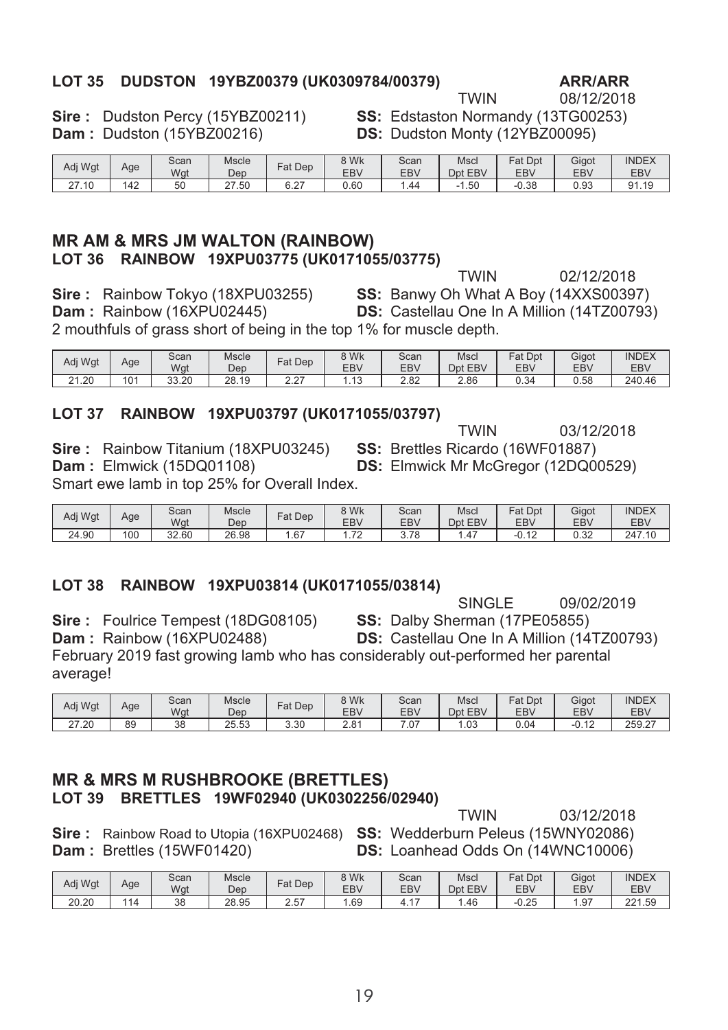### LOT 35 DUDSTON 19YBZ00379 (UK0309784/00379) ARR/ARR

TWIN 08/12/2018

**Sire :** Dudston Percy (15YBZ00211) **SS:** Edstaston Normandy (13TG00253)
**Dam :** Dudston (15YBZ00216) **DS:** Dudston Monty (12YBZ00095)

| Adj Wgt | Age | Scan Wgt | Mscle Dep | Fat Dep | 8 Wk EBV | Scan EBV | Mscl Dpt EBV | Fat Dpt EBV | Gigot EBV | INDEX EBV |
|---|---|---|---|---|---|---|---|---|---|---|
| 27.10 | 142 | 50 | 27.50 | 6.27 | 0.60 | 1.44 | -1.50 | -0.38 | 0.93 | 91.19 |

## MR AM & MRS JM WALTON (RAINBOW)

### LOT 36 RAINBOW 19XPU03775 (UK0171055/03775)

TWIN 02/12/2018

**Sire :** Rainbow Tokyo (18XPU03255) **SS:** Banwy Oh What A Boy (14XXS00397)
**Dam :** Rainbow (16XPU02445) **DS:** Castellau One In A Million (14TZ00793)

2 mouthfuls of grass short of being in the top 1% for muscle depth.

| Adj Wgt | Age | Scan Wgt | Mscle Dep | Fat Dep | 8 Wk EBV | Scan EBV | Mscl Dpt EBV | Fat Dpt EBV | Gigot EBV | INDEX EBV |
|---|---|---|---|---|---|---|---|---|---|---|
| 21.20 | 101 | 33.20 | 28.19 | 2.27 | 1.13 | 2.82 | 2.86 | 0.34 | 0.58 | 240.46 |

### LOT 37 RAINBOW 19XPU03797 (UK0171055/03797)

TWIN 03/12/2018

**Sire :** Rainbow Titanium (18XPU03245) **SS:** Brettles Ricardo (16WF01887)
**Dam :** Elmwick (15DQ01108) **DS:** Elmwick Mr McGregor (12DQ00529)

Smart ewe lamb in top 25% for Overall Index.

| Adj Wgt | Age | Scan Wgt | Mscle Dep | Fat Dep | 8 Wk EBV | Scan EBV | Mscl Dpt EBV | Fat Dpt EBV | Gigot EBV | INDEX EBV |
|---|---|---|---|---|---|---|---|---|---|---|
| 24.90 | 100 | 32.60 | 26.98 | 1.67 | 1.72 | 3.78 | 1.47 | -0.12 | 0.32 | 247.10 |

### LOT 38 RAINBOW 19XPU03814 (UK0171055/03814)

SINGLE 09/02/2019

**Sire :** Foulrice Tempest (18DG08105) **SS:** Dalby Sherman (17PE05855)
**Dam :** Rainbow (16XPU02488) **DS:** Castellau One In A Million (14TZ00793)

February 2019 fast growing lamb who has considerably out-performed her parental average!

| Adj Wgt | Age | Scan Wgt | Mscle Dep | Fat Dep | 8 Wk EBV | Scan EBV | Mscl Dpt EBV | Fat Dpt EBV | Gigot EBV | INDEX EBV |
|---|---|---|---|---|---|---|---|---|---|---|
| 27.20 | 89 | 38 | 25.53 | 3.30 | 2.81 | 7.07 | 1.03 | 0.04 | -0.12 | 259.27 |

## MR & MRS M RUSHBROOKE (BRETTLES)

### LOT 39 BRETTLES 19WF02940 (UK0302256/02940)

TWIN 03/12/2018

**Sire :** Rainbow Road to Utopia (16XPU02468) **SS:** Wedderburn Peleus (15WNY02086)
**Dam :** Brettles (15WF01420) **DS:** Loanhead Odds On (14WNC10006)

| Adj Wgt | Age | Scan Wgt | Mscle Dep | Fat Dep | 8 Wk EBV | Scan EBV | Mscl Dpt EBV | Fat Dpt EBV | Gigot EBV | INDEX EBV |
|---|---|---|---|---|---|---|---|---|---|---|
| 20.20 | 114 | 38 | 28.95 | 2.57 | 1.69 | 4.17 | 1.46 | -0.25 | 1.97 | 221.59 |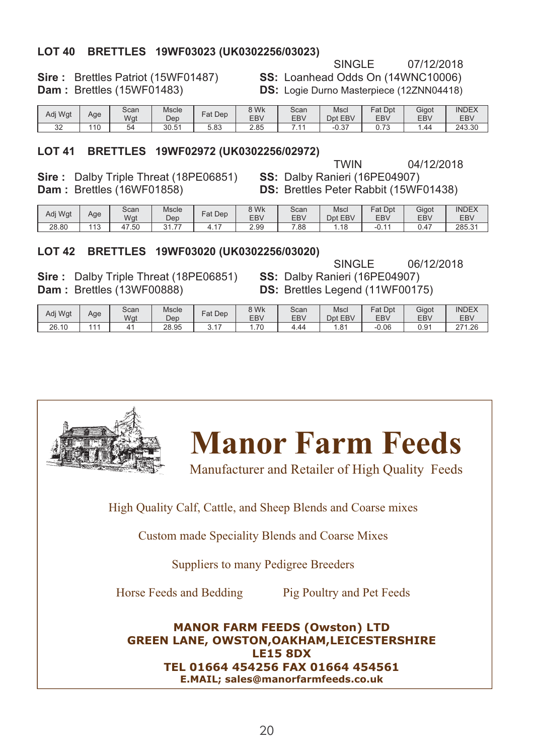## LOT 40 BRETTLES 19WF03023 (UK0302256/03023)

SINGLE 07/12/2018

**Sire :** Brettles Patriot (15WF01487)
**Dam :** Brettles (15WF01483)

**SS:** Loanhead Odds On (14WNC10006)
**DS:** Logie Durno Masterpiece (12ZNN04418)

| Adj Wgt | Age | Scan Wgt | Mscle Dep | Fat Dep | 8 Wk EBV | Scan EBV | Mscl Dpt EBV | Fat Dpt EBV | Gigot EBV | INDEX EBV |
|---|---|---|---|---|---|---|---|---|---|---|
| 32 | 110 | 54 | 30.51 | 5.83 | 2.85 | 7.11 | -0.37 | 0.73 | 1.44 | 243.30 |

## LOT 41 BRETTLES 19WF02972 (UK0302256/02972)

TWIN 04/12/2018

**Sire :** Dalby Triple Threat (18PE06851)
**Dam :** Brettles (16WF01858)

**SS:** Dalby Ranieri (16PE04907)
**DS:** Brettles Peter Rabbit (15WF01438)

| Adj Wgt | Age | Scan Wgt | Mscle Dep | Fat Dep | 8 Wk EBV | Scan EBV | Mscl Dpt EBV | Fat Dpt EBV | Gigot EBV | INDEX EBV |
|---|---|---|---|---|---|---|---|---|---|---|
| 28.80 | 113 | 47.50 | 31.77 | 4.17 | 2.99 | 7.88 | 1.18 | -0.11 | 0.47 | 285.31 |

## LOT 42 BRETTLES 19WF03020 (UK0302256/03020)

SINGLE 06/12/2018

**Sire :** Dalby Triple Threat (18PE06851)
**Dam :** Brettles (13WF00888)

**SS:** Dalby Ranieri (16PE04907)
**DS:** Brettles Legend (11WF00175)

| Adj Wgt | Age | Scan Wgt | Mscle Dep | Fat Dep | 8 Wk EBV | Scan EBV | Mscl Dpt EBV | Fat Dpt EBV | Gigot EBV | INDEX EBV |
|---|---|---|---|---|---|---|---|---|---|---|
| 26.10 | 111 | 41 | 28.95 | 3.17 | 1.70 | 4.44 | 1.81 | -0.06 | 0.91 | 271.26 |

# Manor Farm Feeds

Manufacturer and Retailer of High Quality Feeds

High Quality Calf, Cattle, and Sheep Blends and Coarse mixes

Custom made Speciality Blends and Coarse Mixes

Suppliers to many Pedigree Breeders

Horse Feeds and Bedding

Pig Poultry and Pet Feeds

**MANOR FARM FEEDS (Owston) LTD**
**GREEN LANE, OWSTON,OAKHAM,LEICESTERSHIRE**
**LE15 8DX**
**TEL 01664 454256 FAX 01664 454561**
**E.MAIL; sales@manorfarmfeeds.co.uk**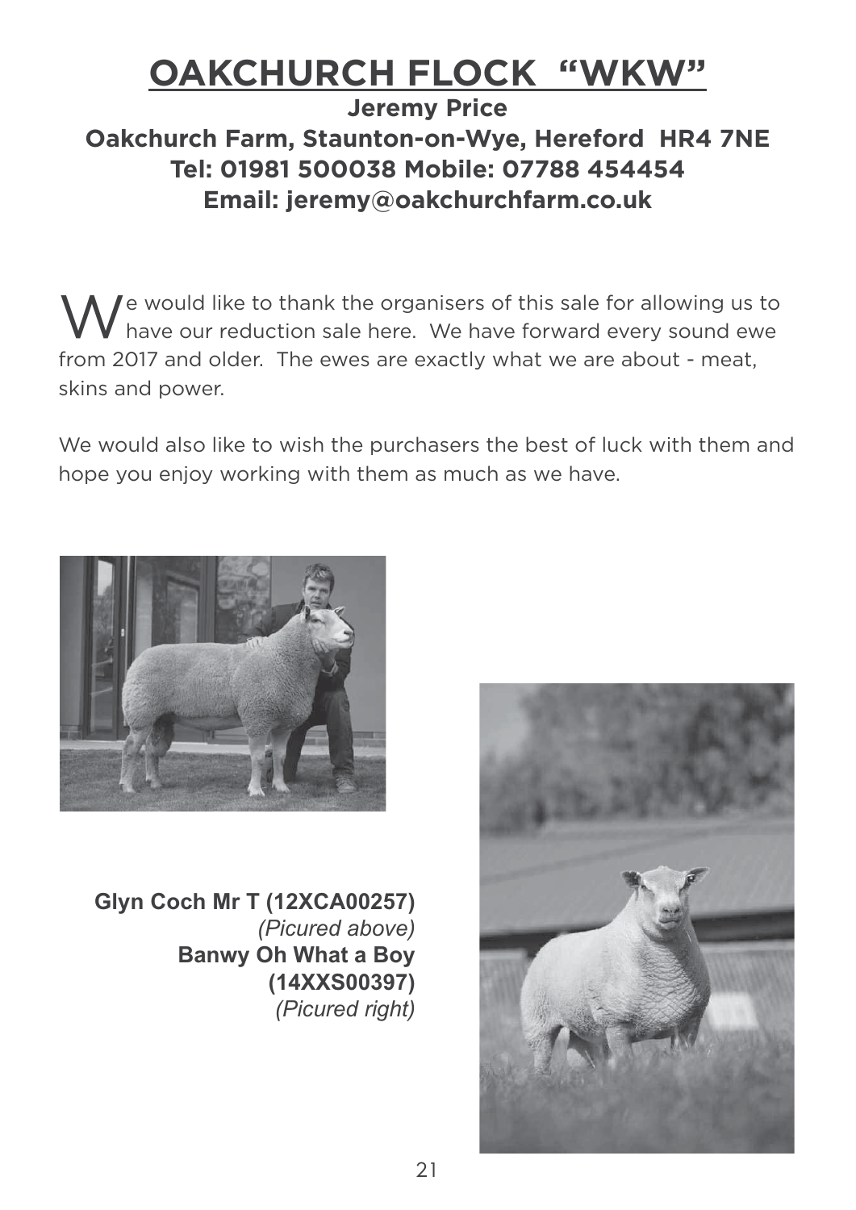# OAKCHURCH FLOCK "WKW"

**Jeremy Price**
**Oakchurch Farm, Staunton-on-Wye, Hereford HR4 7NE**
**Tel: 01981 500038 Mobile: 07788 454454**
**Email: jeremy@oakchurchfarm.co.uk**

We would like to thank the organisers of this sale for allowing us to have our reduction sale here. We have forward every sound ewe from 2017 and older. The ewes are exactly what we are about - meat, skins and power.

We would also like to wish the purchasers the best of luck with them and hope you enjoy working with them as much as we have.

**Glyn Coch Mr T (12XCA00257)**
*(Picured above)*
**Banwy Oh What a Boy (14XXS00397)**
*(Picured right)*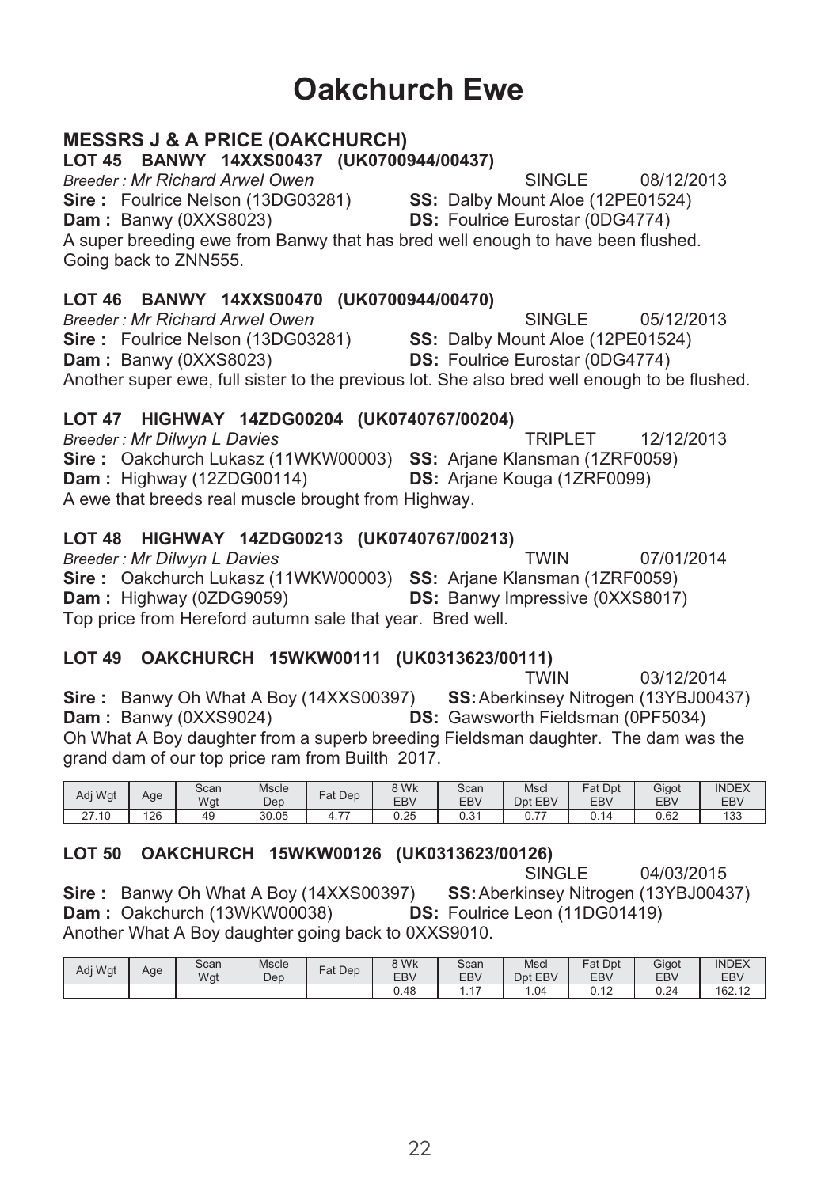# Oakchurch Ewe

## MESSRS J & A PRICE (OAKCHURCH)

### LOT 45 BANWY 14XXS00437 (UK0700944/00437)

*Breeder : Mr Richard Arwel Owen* SINGLE 08/12/2013

**Sire :** Foulrice Nelson (13DG03281) **SS:** Dalby Mount Aloe (12PE01524)
**Dam :** Banwy (0XXS8023) **DS:** Foulrice Eurostar (0DG4774)

A super breeding ewe from Banwy that has bred well enough to have been flushed. Going back to ZNN555.

### LOT 46 BANWY 14XXS00470 (UK0700944/00470)

*Breeder : Mr Richard Arwel Owen* SINGLE 05/12/2013

**Sire :** Foulrice Nelson (13DG03281) **SS:** Dalby Mount Aloe (12PE01524)
**Dam :** Banwy (0XXS8023) **DS:** Foulrice Eurostar (0DG4774)

Another super ewe, full sister to the previous lot. She also bred well enough to be flushed.

### LOT 47 HIGHWAY 14ZDG00204 (UK0740767/00204)

*Breeder : Mr Dilwyn L Davies* TRIPLET 12/12/2013

**Sire :** Oakchurch Lukasz (11WKW00003) **SS:** Arjane Klansman (1ZRF0059)
**Dam :** Highway (12ZDG00114) **DS:** Arjane Kouga (1ZRF0099)

A ewe that breeds real muscle brought from Highway.

### LOT 48 HIGHWAY 14ZDG00213 (UK0740767/00213)

*Breeder : Mr Dilwyn L Davies* TWIN 07/01/2014

**Sire :** Oakchurch Lukasz (11WKW00003) **SS:** Arjane Klansman (1ZRF0059)
**Dam :** Highway (0ZDG9059) **DS:** Banwy Impressive (0XXS8017)

Top price from Hereford autumn sale that year. Bred well.

### LOT 49 OAKCHURCH 15WKW00111 (UK0313623/00111)

TWIN 03/12/2014

**Sire :** Banwy Oh What A Boy (14XXS00397) **SS:** Aberkinsey Nitrogen (13YBJ00437)
**Dam :** Banwy (0XXS9024) **DS:** Gawsworth Fieldsman (0PF5034)

Oh What A Boy daughter from a superb breeding Fieldsman daughter. The dam was the grand dam of our top price ram from Builth 2017.

| Adj Wgt | Age | Scan Wgt | Mscle Dep | Fat Dep | 8 Wk EBV | Scan EBV | Mscl Dpt EBV | Fat Dpt EBV | Gigot EBV | INDEX EBV |
|---|---|---|---|---|---|---|---|---|---|---|
| 27.10 | 126 | 49 | 30.05 | 4.77 | 0.25 | 0.31 | 0.77 | 0.14 | 0.62 | 133 |

### LOT 50 OAKCHURCH 15WKW00126 (UK0313623/00126)

SINGLE 04/03/2015

**Sire :** Banwy Oh What A Boy (14XXS00397) **SS:** Aberkinsey Nitrogen (13YBJ00437)
**Dam :** Oakchurch (13WKW00038) **DS:** Foulrice Leon (11DG01419)

Another What A Boy daughter going back to 0XXS9010.

| Adj Wgt | Age | Scan Wgt | Mscle Dep | Fat Dep | 8 Wk EBV | Scan EBV | Mscl Dpt EBV | Fat Dpt EBV | Gigot EBV | INDEX EBV |
|---|---|---|---|---|---|---|---|---|---|---|
| | | | | | 0.48 | 1.17 | 1.04 | 0.12 | 0.24 | 162.12 |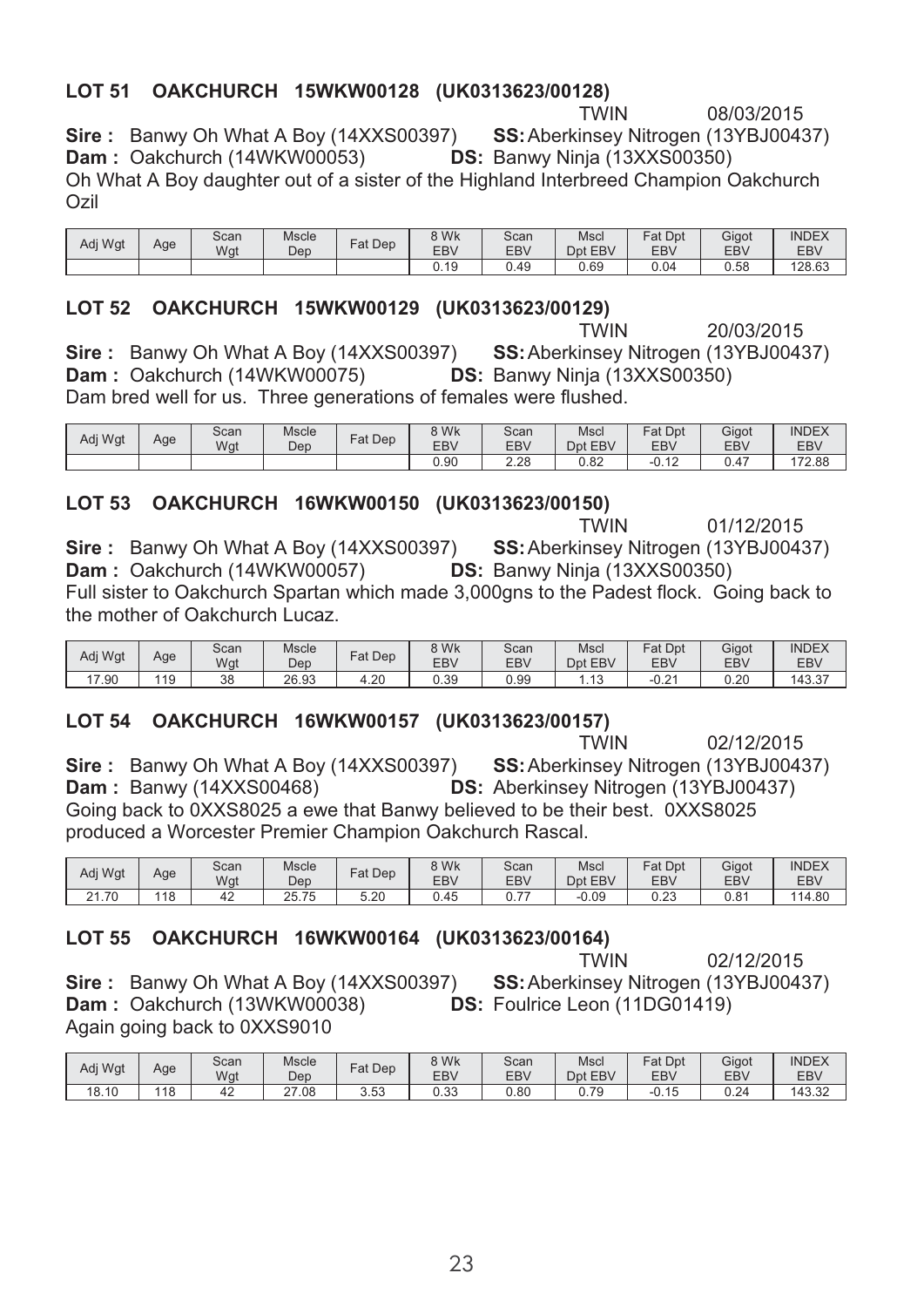## LOT 51 OAKCHURCH 15WKW00128 (UK0313623/00128)

TWIN 08/03/2015

**Sire :** Banwy Oh What A Boy (14XXS00397) **SS:** Aberkinsey Nitrogen (13YBJ00437)
**Dam :** Oakchurch (14WKW00053) **DS:** Banwy Ninja (13XXS00350)
Oh What A Boy daughter out of a sister of the Highland Interbreed Champion Oakchurch Ozil

| Adj Wgt | Age | Scan Wgt | Mscle Dep | Fat Dep | 8 Wk EBV | Scan EBV | Mscl Dpt EBV | Fat Dpt EBV | Gigot EBV | INDEX EBV |
|---|---|---|---|---|---|---|---|---|---|---|
| | | | | | 0.19 | 0.49 | 0.69 | 0.04 | 0.58 | 128.63 |

## LOT 52 OAKCHURCH 15WKW00129 (UK0313623/00129)

TWIN 20/03/2015

**Sire :** Banwy Oh What A Boy (14XXS00397) **SS:** Aberkinsey Nitrogen (13YBJ00437)
**Dam :** Oakchurch (14WKW00075) **DS:** Banwy Ninja (13XXS00350)
Dam bred well for us. Three generations of females were flushed.

| Adj Wgt | Age | Scan Wgt | Mscle Dep | Fat Dep | 8 Wk EBV | Scan EBV | Mscl Dpt EBV | Fat Dpt EBV | Gigot EBV | INDEX EBV |
|---|---|---|---|---|---|---|---|---|---|---|
| | | | | | 0.90 | 2.28 | 0.82 | -0.12 | 0.47 | 172.88 |

## LOT 53 OAKCHURCH 16WKW00150 (UK0313623/00150)

TWIN 01/12/2015

**Sire :** Banwy Oh What A Boy (14XXS00397) **SS:** Aberkinsey Nitrogen (13YBJ00437)
**Dam :** Oakchurch (14WKW00057) **DS:** Banwy Ninja (13XXS00350)
Full sister to Oakchurch Spartan which made 3,000gns to the Padest flock. Going back to the mother of Oakchurch Lucaz.

| Adj Wgt | Age | Scan Wgt | Mscle Dep | Fat Dep | 8 Wk EBV | Scan EBV | Mscl Dpt EBV | Fat Dpt EBV | Gigot EBV | INDEX EBV |
|---|---|---|---|---|---|---|---|---|---|---|
| 17.90 | 119 | 38 | 26.93 | 4.20 | 0.39 | 0.99 | 1.13 | -0.21 | 0.20 | 143.37 |

## LOT 54 OAKCHURCH 16WKW00157 (UK0313623/00157)

TWIN 02/12/2015

**Sire :** Banwy Oh What A Boy (14XXS00397) **SS:** Aberkinsey Nitrogen (13YBJ00437)
**Dam :** Banwy (14XXS00468) **DS:** Aberkinsey Nitrogen (13YBJ00437)
Going back to 0XXS8025 a ewe that Banwy believed to be their best. 0XXS8025 produced a Worcester Premier Champion Oakchurch Rascal.

| Adj Wgt | Age | Scan Wgt | Mscle Dep | Fat Dep | 8 Wk EBV | Scan EBV | Mscl Dpt EBV | Fat Dpt EBV | Gigot EBV | INDEX EBV |
|---|---|---|---|---|---|---|---|---|---|---|
| 21.70 | 118 | 42 | 25.75 | 5.20 | 0.45 | 0.77 | -0.09 | 0.23 | 0.81 | 114.80 |

## LOT 55 OAKCHURCH 16WKW00164 (UK0313623/00164)

TWIN 02/12/2015

**Sire :** Banwy Oh What A Boy (14XXS00397) **SS:** Aberkinsey Nitrogen (13YBJ00437)
**Dam :** Oakchurch (13WKW00038) **DS:** Foulrice Leon (11DG01419)
Again going back to 0XXS9010

| Adj Wgt | Age | Scan Wgt | Mscle Dep | Fat Dep | 8 Wk EBV | Scan EBV | Mscl Dpt EBV | Fat Dpt EBV | Gigot EBV | INDEX EBV |
|---|---|---|---|---|---|---|---|---|---|---|
| 18.10 | 118 | 42 | 27.08 | 3.53 | 0.33 | 0.80 | 0.79 | -0.15 | 0.24 | 143.32 |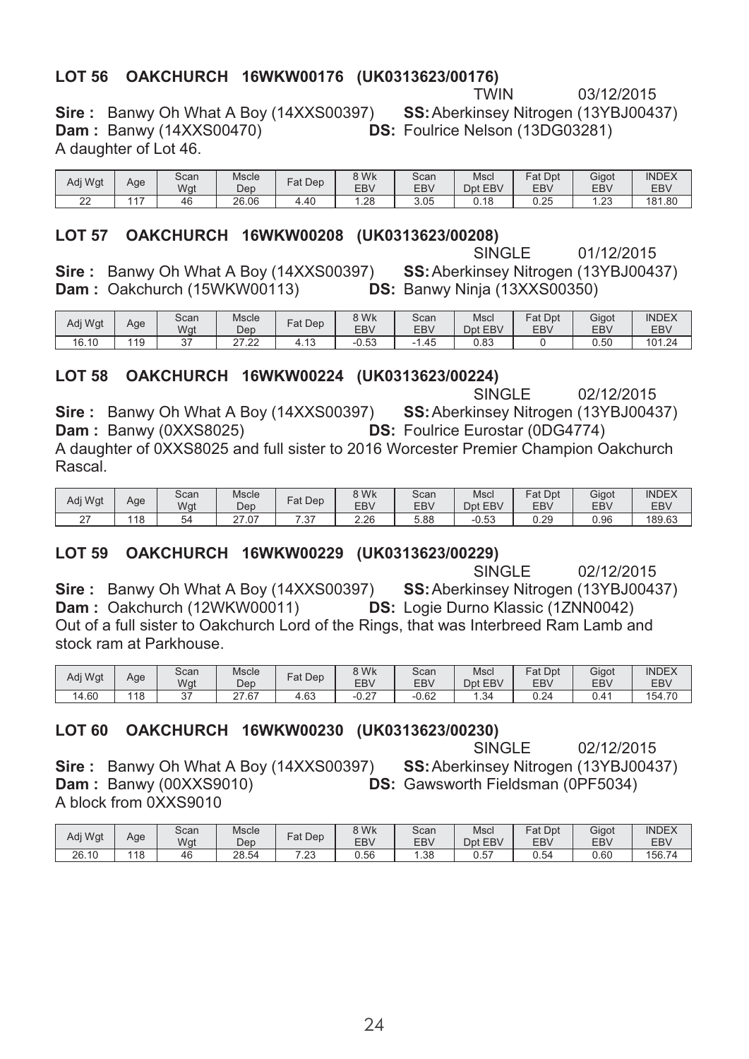### LOT 56 OAKCHURCH 16WKW00176 (UK0313623/00176)

TWIN 03/12/2015

**Sire :** Banwy Oh What A Boy (14XXS00397) **SS:** Aberkinsey Nitrogen (13YBJ00437)
**Dam :** Banwy (14XXS00470) **DS:** Foulrice Nelson (13DG03281)
A daughter of Lot 46.

| Adj Wgt | Age | Scan Wgt | Mscle Dep | Fat Dep | 8 Wk EBV | Scan EBV | Mscl Dpt EBV | Fat Dpt EBV | Gigot EBV | INDEX EBV |
|---|---|---|---|---|---|---|---|---|---|---|
| 22 | 117 | 46 | 26.06 | 4.40 | 1.28 | 3.05 | 0.18 | 0.25 | 1.23 | 181.80 |

### LOT 57 OAKCHURCH 16WKW00208 (UK0313623/00208)

SINGLE 01/12/2015

**Sire :** Banwy Oh What A Boy (14XXS00397) **SS:** Aberkinsey Nitrogen (13YBJ00437)
**Dam :** Oakchurch (15WKW00113) **DS:** Banwy Ninja (13XXS00350)

| Adj Wgt | Age | Scan Wgt | Mscle Dep | Fat Dep | 8 Wk EBV | Scan EBV | Mscl Dpt EBV | Fat Dpt EBV | Gigot EBV | INDEX EBV |
|---|---|---|---|---|---|---|---|---|---|---|
| 16.10 | 119 | 37 | 27.22 | 4.13 | -0.53 | -1.45 | 0.83 | 0 | 0.50 | 101.24 |

### LOT 58 OAKCHURCH 16WKW00224 (UK0313623/00224)

SINGLE 02/12/2015

**Sire :** Banwy Oh What A Boy (14XXS00397) **SS:** Aberkinsey Nitrogen (13YBJ00437)
**Dam :** Banwy (0XXS8025) **DS:** Foulrice Eurostar (0DG4774)
A daughter of 0XXS8025 and full sister to 2016 Worcester Premier Champion Oakchurch Rascal.

| Adj Wgt | Age | Scan Wgt | Mscle Dep | Fat Dep | 8 Wk EBV | Scan EBV | Mscl Dpt EBV | Fat Dpt EBV | Gigot EBV | INDEX EBV |
|---|---|---|---|---|---|---|---|---|---|---|
| 27 | 118 | 54 | 27.07 | 7.37 | 2.26 | 5.88 | -0.53 | 0.29 | 0.96 | 189.63 |

### LOT 59 OAKCHURCH 16WKW00229 (UK0313623/00229)

SINGLE 02/12/2015

**Sire :** Banwy Oh What A Boy (14XXS00397) **SS:** Aberkinsey Nitrogen (13YBJ00437)
**Dam :** Oakchurch (12WKW00011) **DS:** Logie Durno Klassic (1ZNN0042)
Out of a full sister to Oakchurch Lord of the Rings, that was Interbreed Ram Lamb and stock ram at Parkhouse.

| Adj Wgt | Age | Scan Wgt | Mscle Dep | Fat Dep | 8 Wk EBV | Scan EBV | Mscl Dpt EBV | Fat Dpt EBV | Gigot EBV | INDEX EBV |
|---|---|---|---|---|---|---|---|---|---|---|
| 14.60 | 118 | 37 | 27.67 | 4.63 | -0.27 | -0.62 | 1.34 | 0.24 | 0.41 | 154.70 |

### LOT 60 OAKCHURCH 16WKW00230 (UK0313623/00230)

SINGLE 02/12/2015

**Sire :** Banwy Oh What A Boy (14XXS00397) **SS:** Aberkinsey Nitrogen (13YBJ00437)
**Dam :** Banwy (00XXS9010) **DS:** Gawsworth Fieldsman (0PF5034)
A block from 0XXS9010

| Adj Wgt | Age | Scan Wgt | Mscle Dep | Fat Dep | 8 Wk EBV | Scan EBV | Mscl Dpt EBV | Fat Dpt EBV | Gigot EBV | INDEX EBV |
|---|---|---|---|---|---|---|---|---|---|---|
| 26.10 | 118 | 46 | 28.54 | 7.23 | 0.56 | 1.38 | 0.57 | 0.54 | 0.60 | 156.74 |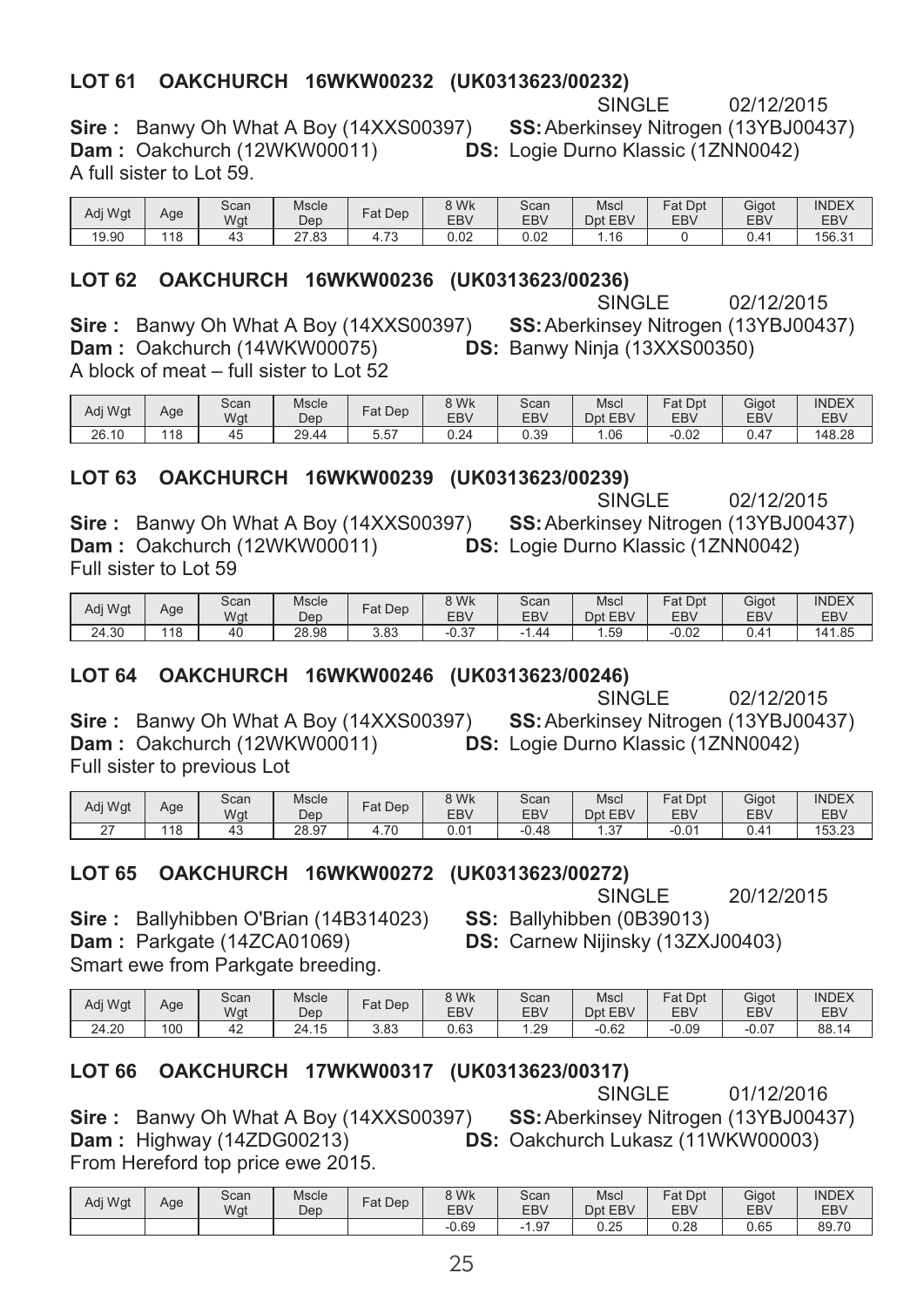### LOT 61 OAKCHURCH 16WKW00232 (UK0313623/00232)

SINGLE 02/12/2015

**Sire :** Banwy Oh What A Boy (14XXS00397) **SS:** Aberkinsey Nitrogen (13YBJ00437)
**Dam :** Oakchurch (12WKW00011) **DS:** Logie Durno Klassic (1ZNN0042)
A full sister to Lot 59.

| Adj Wgt | Age | Scan Wgt | Mscle Dep | Fat Dep | 8 Wk EBV | Scan EBV | Mscl Dpt EBV | Fat Dpt EBV | Gigot EBV | INDEX EBV |
|---|---|---|---|---|---|---|---|---|---|---|
| 19.90 | 118 | 43 | 27.83 | 4.73 | 0.02 | 0.02 | 1.16 | 0 | 0.41 | 156.31 |

### LOT 62 OAKCHURCH 16WKW00236 (UK0313623/00236)

SINGLE 02/12/2015

**Sire :** Banwy Oh What A Boy (14XXS00397) **SS:** Aberkinsey Nitrogen (13YBJ00437)
**Dam :** Oakchurch (14WKW00075) **DS:** Banwy Ninja (13XXS00350)
A block of meat – full sister to Lot 52

| Adj Wgt | Age | Scan Wgt | Mscle Dep | Fat Dep | 8 Wk EBV | Scan EBV | Mscl Dpt EBV | Fat Dpt EBV | Gigot EBV | INDEX EBV |
|---|---|---|---|---|---|---|---|---|---|---|
| 26.10 | 118 | 45 | 29.44 | 5.57 | 0.24 | 0.39 | 1.06 | -0.02 | 0.47 | 148.28 |

### LOT 63 OAKCHURCH 16WKW00239 (UK0313623/00239)

SINGLE 02/12/2015

**Sire :** Banwy Oh What A Boy (14XXS00397) **SS:** Aberkinsey Nitrogen (13YBJ00437)
**Dam :** Oakchurch (12WKW00011) **DS:** Logie Durno Klassic (1ZNN0042)
Full sister to Lot 59

| Adj Wgt | Age | Scan Wgt | Mscle Dep | Fat Dep | 8 Wk EBV | Scan EBV | Mscl Dpt EBV | Fat Dpt EBV | Gigot EBV | INDEX EBV |
|---|---|---|---|---|---|---|---|---|---|---|
| 24.30 | 118 | 40 | 28.98 | 3.83 | -0.37 | -1.44 | 1.59 | -0.02 | 0.41 | 141.85 |

### LOT 64 OAKCHURCH 16WKW00246 (UK0313623/00246)

SINGLE 02/12/2015

**Sire :** Banwy Oh What A Boy (14XXS00397) **SS:** Aberkinsey Nitrogen (13YBJ00437)
**Dam :** Oakchurch (12WKW00011) **DS:** Logie Durno Klassic (1ZNN0042)
Full sister to previous Lot

| Adj Wgt | Age | Scan Wgt | Mscle Dep | Fat Dep | 8 Wk EBV | Scan EBV | Mscl Dpt EBV | Fat Dpt EBV | Gigot EBV | INDEX EBV |
|---|---|---|---|---|---|---|---|---|---|---|
| 27 | 118 | 43 | 28.97 | 4.70 | 0.01 | -0.48 | 1.37 | -0.01 | 0.41 | 153.23 |

### LOT 65 OAKCHURCH 16WKW00272 (UK0313623/00272)

SINGLE 20/12/2015

**Sire :** Ballyhibben O'Brian (14B314023) **SS:** Ballyhibben (0B39013)
**Dam :** Parkgate (14ZCA01069) **DS:** Carnew Nijinsky (13ZXJ00403)
Smart ewe from Parkgate breeding.

| Adj Wgt | Age | Scan Wgt | Mscle Dep | Fat Dep | 8 Wk EBV | Scan EBV | Mscl Dpt EBV | Fat Dpt EBV | Gigot EBV | INDEX EBV |
|---|---|---|---|---|---|---|---|---|---|---|
| 24.20 | 100 | 42 | 24.15 | 3.83 | 0.63 | 1.29 | -0.62 | -0.09 | -0.07 | 88.14 |

### LOT 66 OAKCHURCH 17WKW00317 (UK0313623/00317)

SINGLE 01/12/2016

**Sire :** Banwy Oh What A Boy (14XXS00397) **SS:** Aberkinsey Nitrogen (13YBJ00437)
**Dam :** Highway (14ZDG00213) **DS:** Oakchurch Lukasz (11WKW00003)
From Hereford top price ewe 2015.

| Adj Wgt | Age | Scan Wgt | Mscle Dep | Fat Dep | 8 Wk EBV | Scan EBV | Mscl Dpt EBV | Fat Dpt EBV | Gigot EBV | INDEX EBV |
|---|---|---|---|---|---|---|---|---|---|---|
| | | | | | -0.69 | -1.97 | 0.25 | 0.28 | 0.65 | 89.70 |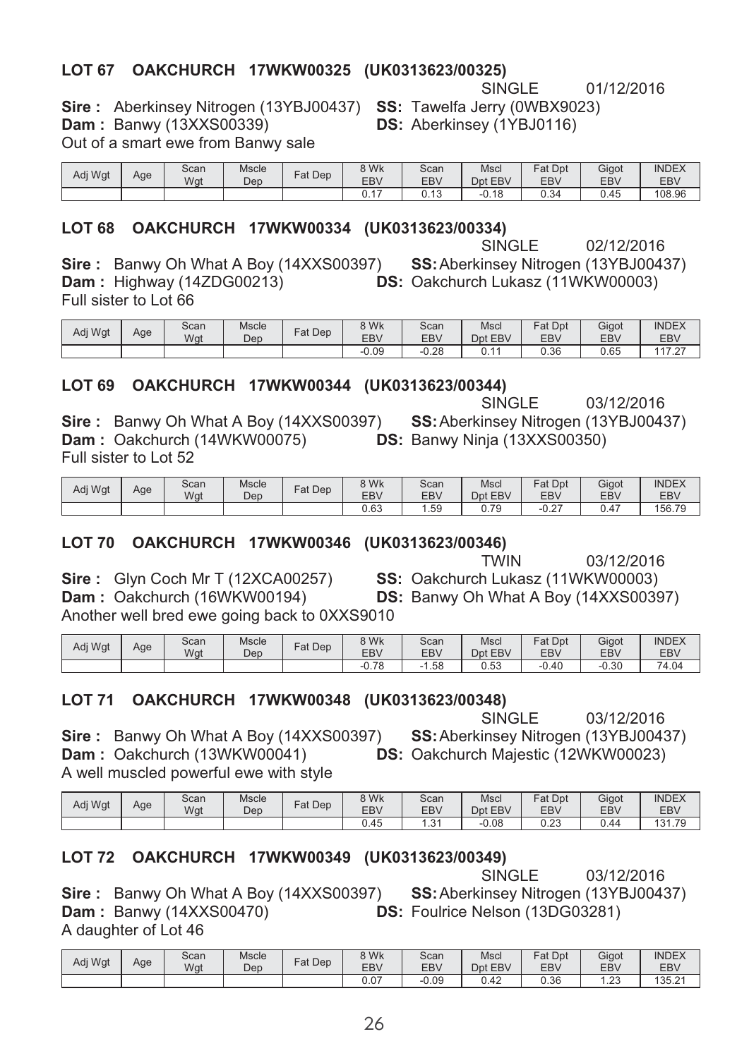## LOT 67 OAKCHURCH 17WKW00325 (UK0313623/00325)

SINGLE 01/12/2016

**Sire :** Aberkinsey Nitrogen (13YBJ00437) **SS:** Tawelfa Jerry (0WBX9023)
**Dam :** Banwy (13XXS00339) **DS:** Aberkinsey (1YBJ0116)
Out of a smart ewe from Banwy sale

| Adj Wgt | Age | Scan Wgt | Mscle Dep | Fat Dep | 8 Wk EBV | Scan EBV | Mscl Dpt EBV | Fat Dpt EBV | Gigot EBV | INDEX EBV |
|---|---|---|---|---|---|---|---|---|---|---|
| | | | | | 0.17 | 0.13 | -0.18 | 0.34 | 0.45 | 108.96 |

## LOT 68 OAKCHURCH 17WKW00334 (UK0313623/00334)

SINGLE 02/12/2016

**Sire :** Banwy Oh What A Boy (14XXS00397) **SS:** Aberkinsey Nitrogen (13YBJ00437)
**Dam :** Highway (14ZDG00213) **DS:** Oakchurch Lukasz (11WKW00003)
Full sister to Lot 66

| Adj Wgt | Age | Scan Wgt | Mscle Dep | Fat Dep | 8 Wk EBV | Scan EBV | Mscl Dpt EBV | Fat Dpt EBV | Gigot EBV | INDEX EBV |
|---|---|---|---|---|---|---|---|---|---|---|
| | | | | | -0.09 | -0.28 | 0.11 | 0.36 | 0.65 | 117.27 |

## LOT 69 OAKCHURCH 17WKW00344 (UK0313623/00344)

SINGLE 03/12/2016

**Sire :** Banwy Oh What A Boy (14XXS00397) **SS:** Aberkinsey Nitrogen (13YBJ00437)
**Dam :** Oakchurch (14WKW00075) **DS:** Banwy Ninja (13XXS00350)
Full sister to Lot 52

| Adj Wgt | Age | Scan Wgt | Mscle Dep | Fat Dep | 8 Wk EBV | Scan EBV | Mscl Dpt EBV | Fat Dpt EBV | Gigot EBV | INDEX EBV |
|---|---|---|---|---|---|---|---|---|---|---|
| | | | | | 0.63 | 1.59 | 0.79 | -0.27 | 0.47 | 156.79 |

## LOT 70 OAKCHURCH 17WKW00346 (UK0313623/00346)

TWIN 03/12/2016

**Sire :** Glyn Coch Mr T (12XCA00257) **SS:** Oakchurch Lukasz (11WKW00003)
**Dam :** Oakchurch (16WKW00194) **DS:** Banwy Oh What A Boy (14XXS00397)
Another well bred ewe going back to 0XXS9010

| Adj Wgt | Age | Scan Wgt | Mscle Dep | Fat Dep | 8 Wk EBV | Scan EBV | Mscl Dpt EBV | Fat Dpt EBV | Gigot EBV | INDEX EBV |
|---|---|---|---|---|---|---|---|---|---|---|
| | | | | | -0.78 | -1.58 | 0.53 | -0.40 | -0.30 | 74.04 |

## LOT 71 OAKCHURCH 17WKW00348 (UK0313623/00348)

SINGLE 03/12/2016

**Sire :** Banwy Oh What A Boy (14XXS00397) **SS:** Aberkinsey Nitrogen (13YBJ00437)
**Dam :** Oakchurch (13WKW00041) **DS:** Oakchurch Majestic (12WKW00023)
A well muscled powerful ewe with style

| Adj Wgt | Age | Scan Wgt | Mscle Dep | Fat Dep | 8 Wk EBV | Scan EBV | Mscl Dpt EBV | Fat Dpt EBV | Gigot EBV | INDEX EBV |
|---|---|---|---|---|---|---|---|---|---|---|
| | | | | | 0.45 | 1.31 | -0.08 | 0.23 | 0.44 | 131.79 |

## LOT 72 OAKCHURCH 17WKW00349 (UK0313623/00349)

SINGLE 03/12/2016

**Sire :** Banwy Oh What A Boy (14XXS00397) **SS:** Aberkinsey Nitrogen (13YBJ00437)
**Dam :** Banwy (14XXS00470) **DS:** Foulrice Nelson (13DG03281)
A daughter of Lot 46

| Adj Wgt | Age | Scan Wgt | Mscle Dep | Fat Dep | 8 Wk EBV | Scan EBV | Mscl Dpt EBV | Fat Dpt EBV | Gigot EBV | INDEX EBV |
|---|---|---|---|---|---|---|---|---|---|---|
| | | | | | 0.07 | -0.09 | 0.42 | 0.36 | 1.23 | 135.21 |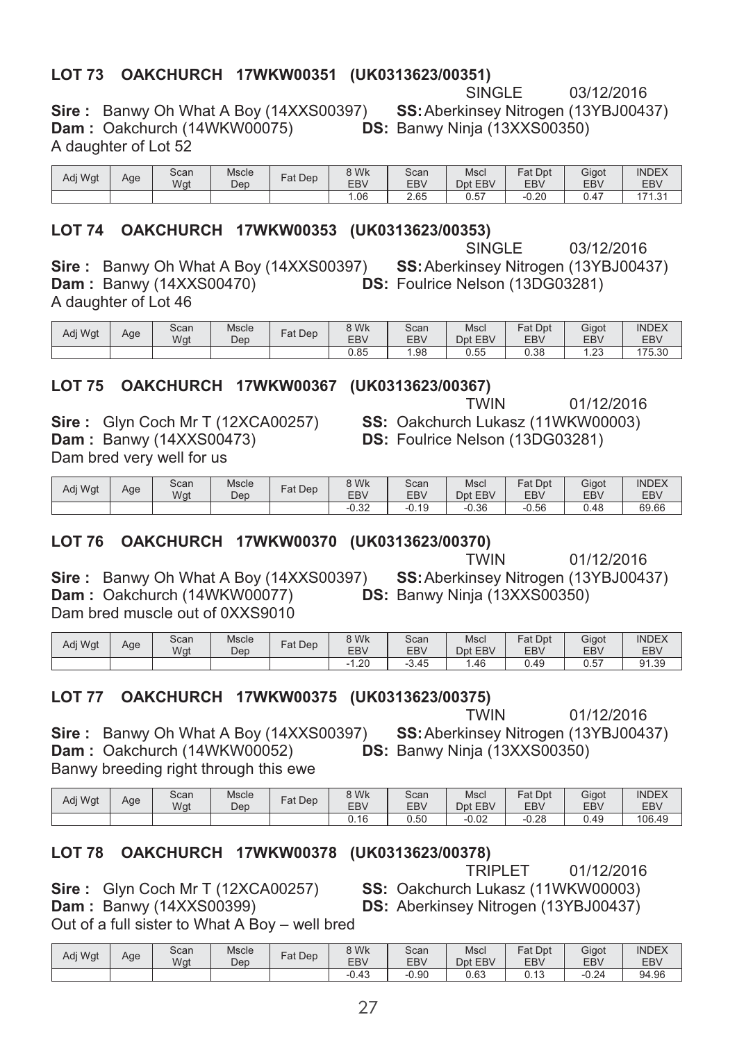## LOT 73 OAKCHURCH 17WKW00351 (UK0313623/00351)

SINGLE 03/12/2016

**Sire :** Banwy Oh What A Boy (14XXS00397) **SS:** Aberkinsey Nitrogen (13YBJ00437)
**Dam :** Oakchurch (14WKW00075) **DS:** Banwy Ninja (13XXS00350)
A daughter of Lot 52

| Adj Wgt | Age | Scan Wgt | Mscle Dep | Fat Dep | 8 Wk EBV | Scan EBV | Mscl Dpt EBV | Fat Dpt EBV | Gigot EBV | INDEX EBV |
|---|---|---|---|---|---|---|---|---|---|---|
| | | | | | 1.06 | 2.65 | 0.57 | -0.20 | 0.47 | 171.31 |

## LOT 74 OAKCHURCH 17WKW00353 (UK0313623/00353)

SINGLE 03/12/2016

**Sire :** Banwy Oh What A Boy (14XXS00397) **SS:** Aberkinsey Nitrogen (13YBJ00437)
**Dam :** Banwy (14XXS00470) **DS:** Foulrice Nelson (13DG03281)
A daughter of Lot 46

| Adj Wgt | Age | Scan Wgt | Mscle Dep | Fat Dep | 8 Wk EBV | Scan EBV | Mscl Dpt EBV | Fat Dpt EBV | Gigot EBV | INDEX EBV |
|---|---|---|---|---|---|---|---|---|---|---|
| | | | | | 0.85 | 1.98 | 0.55 | 0.38 | 1.23 | 175.30 |

## LOT 75 OAKCHURCH 17WKW00367 (UK0313623/00367)

TWIN 01/12/2016

**Sire :** Glyn Coch Mr T (12XCA00257) **SS:** Oakchurch Lukasz (11WKW00003)
**Dam :** Banwy (14XXS00473) **DS:** Foulrice Nelson (13DG03281)
Dam bred very well for us

| Adj Wgt | Age | Scan Wgt | Mscle Dep | Fat Dep | 8 Wk EBV | Scan EBV | Mscl Dpt EBV | Fat Dpt EBV | Gigot EBV | INDEX EBV |
|---|---|---|---|---|---|---|---|---|---|---|
| | | | | | -0.32 | -0.19 | -0.36 | -0.56 | 0.48 | 69.66 |

## LOT 76 OAKCHURCH 17WKW00370 (UK0313623/00370)

TWIN 01/12/2016

**Sire :** Banwy Oh What A Boy (14XXS00397) **SS:** Aberkinsey Nitrogen (13YBJ00437)
**Dam :** Oakchurch (14WKW00077) **DS:** Banwy Ninja (13XXS00350)
Dam bred muscle out of 0XXS9010

| Adj Wgt | Age | Scan Wgt | Mscle Dep | Fat Dep | 8 Wk EBV | Scan EBV | Mscl Dpt EBV | Fat Dpt EBV | Gigot EBV | INDEX EBV |
|---|---|---|---|---|---|---|---|---|---|---|
| | | | | | -1.20 | -3.45 | 1.46 | 0.49 | 0.57 | 91.39 |

## LOT 77 OAKCHURCH 17WKW00375 (UK0313623/00375)

TWIN 01/12/2016

**Sire :** Banwy Oh What A Boy (14XXS00397) **SS:** Aberkinsey Nitrogen (13YBJ00437)
**Dam :** Oakchurch (14WKW00052) **DS:** Banwy Ninja (13XXS00350)
Banwy breeding right through this ewe

| Adj Wgt | Age | Scan Wgt | Mscle Dep | Fat Dep | 8 Wk EBV | Scan EBV | Mscl Dpt EBV | Fat Dpt EBV | Gigot EBV | INDEX EBV |
|---|---|---|---|---|---|---|---|---|---|---|
| | | | | | 0.16 | 0.50 | -0.02 | -0.28 | 0.49 | 106.49 |

## LOT 78 OAKCHURCH 17WKW00378 (UK0313623/00378)

TRIPLET 01/12/2016

**Sire :** Glyn Coch Mr T (12XCA00257) **SS:** Oakchurch Lukasz (11WKW00003)
**Dam :** Banwy (14XXS00399) **DS:** Aberkinsey Nitrogen (13YBJ00437)
Out of a full sister to What A Boy – well bred

| Adj Wgt | Age | Scan Wgt | Mscle Dep | Fat Dep | 8 Wk EBV | Scan EBV | Mscl Dpt EBV | Fat Dpt EBV | Gigot EBV | INDEX EBV |
|---|---|---|---|---|---|---|---|---|---|---|
| | | | | | -0.43 | -0.90 | 0.63 | 0.13 | -0.24 | 94.96 |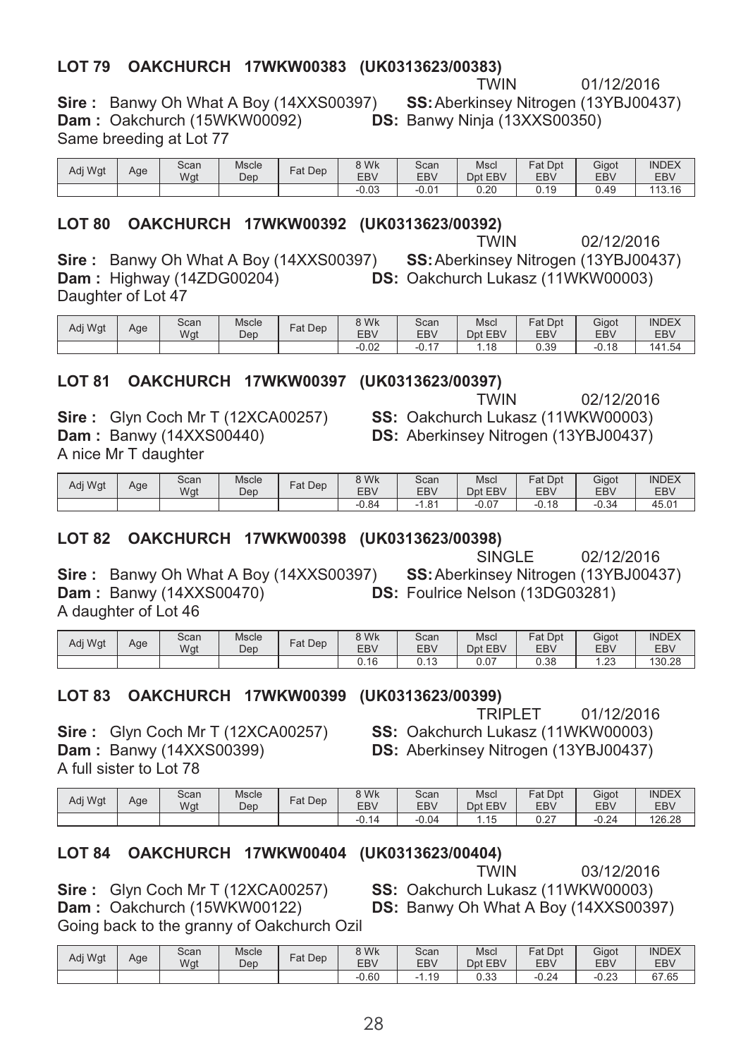## LOT 79 OAKCHURCH 17WKW00383 (UK0313623/00383)

TWIN 01/12/2016

**Sire :** Banwy Oh What A Boy (14XXS00397) **SS:** Aberkinsey Nitrogen (13YBJ00437)
**Dam :** Oakchurch (15WKW00092) **DS:** Banwy Ninja (13XXS00350)
Same breeding at Lot 77

| Adj Wgt | Age | Scan Wgt | Mscle Dep | Fat Dep | 8 Wk EBV | Scan EBV | Mscl Dpt EBV | Fat Dpt EBV | Gigot EBV | INDEX EBV |
|---|---|---|---|---|---|---|---|---|---|---|
| | | | | | -0.03 | -0.01 | 0.20 | 0.19 | 0.49 | 113.16 |

## LOT 80 OAKCHURCH 17WKW00392 (UK0313623/00392)

TWIN 02/12/2016

**Sire :** Banwy Oh What A Boy (14XXS00397) **SS:** Aberkinsey Nitrogen (13YBJ00437)
**Dam :** Highway (14ZDG00204) **DS:** Oakchurch Lukasz (11WKW00003)
Daughter of Lot 47

| Adj Wgt | Age | Scan Wgt | Mscle Dep | Fat Dep | 8 Wk EBV | Scan EBV | Mscl Dpt EBV | Fat Dpt EBV | Gigot EBV | INDEX EBV |
|---|---|---|---|---|---|---|---|---|---|---|
| | | | | | -0.02 | -0.17 | 1.18 | 0.39 | -0.18 | 141.54 |

## LOT 81 OAKCHURCH 17WKW00397 (UK0313623/00397)

TWIN 02/12/2016

**Sire :** Glyn Coch Mr T (12XCA00257) **SS:** Oakchurch Lukasz (11WKW00003)
**Dam :** Banwy (14XXS00440) **DS:** Aberkinsey Nitrogen (13YBJ00437)
A nice Mr T daughter

| Adj Wgt | Age | Scan Wgt | Mscle Dep | Fat Dep | 8 Wk EBV | Scan EBV | Mscl Dpt EBV | Fat Dpt EBV | Gigot EBV | INDEX EBV |
|---|---|---|---|---|---|---|---|---|---|---|
| | | | | | -0.84 | -1.81 | -0.07 | -0.18 | -0.34 | 45.01 |

## LOT 82 OAKCHURCH 17WKW00398 (UK0313623/00398)

SINGLE 02/12/2016

**Sire :** Banwy Oh What A Boy (14XXS00397) **SS:** Aberkinsey Nitrogen (13YBJ00437)
**Dam :** Banwy (14XXS00470) **DS:** Foulrice Nelson (13DG03281)
A daughter of Lot 46

| Adj Wgt | Age | Scan Wgt | Mscle Dep | Fat Dep | 8 Wk EBV | Scan EBV | Mscl Dpt EBV | Fat Dpt EBV | Gigot EBV | INDEX EBV |
|---|---|---|---|---|---|---|---|---|---|---|
| | | | | | 0.16 | 0.13 | 0.07 | 0.38 | 1.23 | 130.28 |

## LOT 83 OAKCHURCH 17WKW00399 (UK0313623/00399)

TRIPLET 01/12/2016

**Sire :** Glyn Coch Mr T (12XCA00257) **SS:** Oakchurch Lukasz (11WKW00003)
**Dam :** Banwy (14XXS00399) **DS:** Aberkinsey Nitrogen (13YBJ00437)
A full sister to Lot 78

| Adj Wgt | Age | Scan Wgt | Mscle Dep | Fat Dep | 8 Wk EBV | Scan EBV | Mscl Dpt EBV | Fat Dpt EBV | Gigot EBV | INDEX EBV |
|---|---|---|---|---|---|---|---|---|---|---|
| | | | | | -0.14 | -0.04 | 1.15 | 0.27 | -0.24 | 126.28 |

## LOT 84 OAKCHURCH 17WKW00404 (UK0313623/00404)

TWIN 03/12/2016

**Sire :** Glyn Coch Mr T (12XCA00257) **SS:** Oakchurch Lukasz (11WKW00003)
**Dam :** Oakchurch (15WKW00122) **DS:** Banwy Oh What A Boy (14XXS00397)
Going back to the granny of Oakchurch Ozil

| Adj Wgt | Age | Scan Wgt | Mscle Dep | Fat Dep | 8 Wk EBV | Scan EBV | Mscl Dpt EBV | Fat Dpt EBV | Gigot EBV | INDEX EBV |
|---|---|---|---|---|---|---|---|---|---|---|
| | | | | | -0.60 | -1.19 | 0.33 | -0.24 | -0.23 | 67.65 |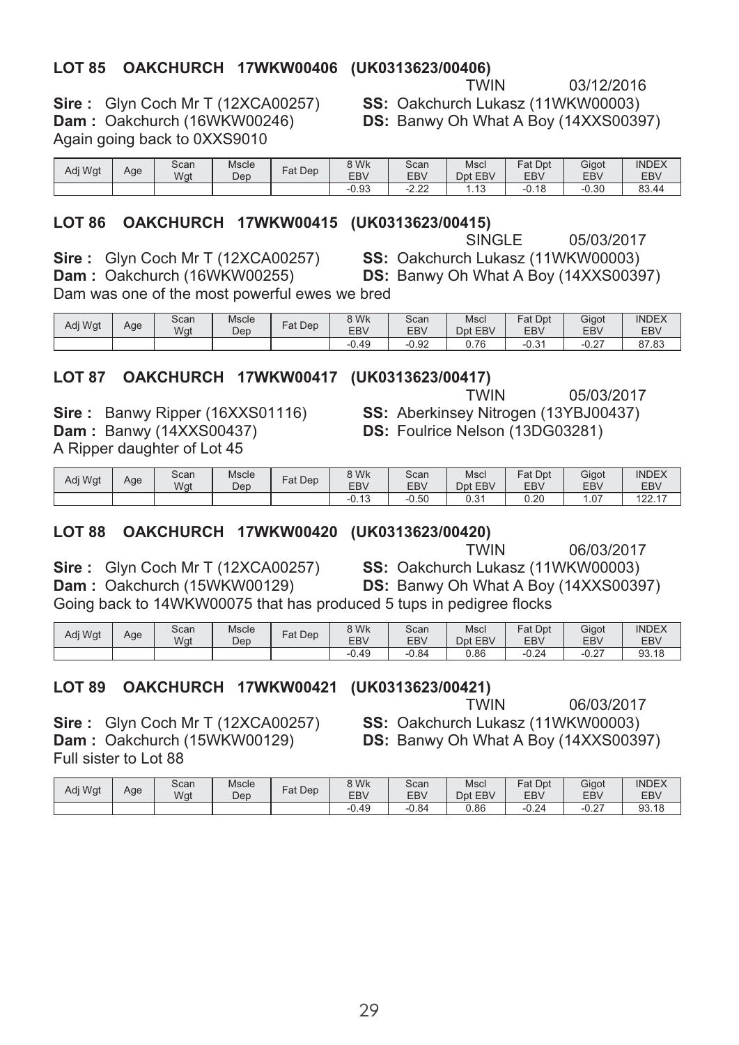### LOT 85 OAKCHURCH 17WKW00406 (UK0313623/00406)

TWIN 03/12/2016

**Sire :** Glyn Coch Mr T (12XCA00257)
**SS:** Oakchurch Lukasz (11WKW00003)
**Dam :** Oakchurch (16WKW00246)
**DS:** Banwy Oh What A Boy (14XXS00397)

Again going back to 0XXS9010

| Adj Wgt | Age | Scan Wgt | Mscle Dep | Fat Dep | 8 Wk EBV | Scan EBV | Mscl Dpt EBV | Fat Dpt EBV | Gigot EBV | INDEX EBV |
|---|---|---|---|---|---|---|---|---|---|---|
| | | | | | -0.93 | -2.22 | 1.13 | -0.18 | -0.30 | 83.44 |

### LOT 86 OAKCHURCH 17WKW00415 (UK0313623/00415)

SINGLE 05/03/2017

**Sire :** Glyn Coch Mr T (12XCA00257)
**SS:** Oakchurch Lukasz (11WKW00003)
**Dam :** Oakchurch (16WKW00255)
**DS:** Banwy Oh What A Boy (14XXS00397)

Dam was one of the most powerful ewes we bred

| Adj Wgt | Age | Scan Wgt | Mscle Dep | Fat Dep | 8 Wk EBV | Scan EBV | Mscl Dpt EBV | Fat Dpt EBV | Gigot EBV | INDEX EBV |
|---|---|---|---|---|---|---|---|---|---|---|
| | | | | | -0.49 | -0.92 | 0.76 | -0.31 | -0.27 | 87.83 |

### LOT 87 OAKCHURCH 17WKW00417 (UK0313623/00417)

TWIN 05/03/2017

**Sire :** Banwy Ripper (16XXS01116)
**SS:** Aberkinsey Nitrogen (13YBJ00437)
**Dam :** Banwy (14XXS00437)
**DS:** Foulrice Nelson (13DG03281)

A Ripper daughter of Lot 45

| Adj Wgt | Age | Scan Wgt | Mscle Dep | Fat Dep | 8 Wk EBV | Scan EBV | Mscl Dpt EBV | Fat Dpt EBV | Gigot EBV | INDEX EBV |
|---|---|---|---|---|---|---|---|---|---|---|
| | | | | | -0.13 | -0.50 | 0.31 | 0.20 | 1.07 | 122.17 |

### LOT 88 OAKCHURCH 17WKW00420 (UK0313623/00420)

TWIN 06/03/2017

**Sire :** Glyn Coch Mr T (12XCA00257)
**SS:** Oakchurch Lukasz (11WKW00003)
**Dam :** Oakchurch (15WKW00129)
**DS:** Banwy Oh What A Boy (14XXS00397)

Going back to 14WKW00075 that has produced 5 tups in pedigree flocks

| Adj Wgt | Age | Scan Wgt | Mscle Dep | Fat Dep | 8 Wk EBV | Scan EBV | Mscl Dpt EBV | Fat Dpt EBV | Gigot EBV | INDEX EBV |
|---|---|---|---|---|---|---|---|---|---|---|
| | | | | | -0.49 | -0.84 | 0.86 | -0.24 | -0.27 | 93.18 |

### LOT 89 OAKCHURCH 17WKW00421 (UK0313623/00421)

TWIN 06/03/2017

**Sire :** Glyn Coch Mr T (12XCA00257)
**SS:** Oakchurch Lukasz (11WKW00003)
**Dam :** Oakchurch (15WKW00129)
**DS:** Banwy Oh What A Boy (14XXS00397)

Full sister to Lot 88

| Adj Wgt | Age | Scan Wgt | Mscle Dep | Fat Dep | 8 Wk EBV | Scan EBV | Mscl Dpt EBV | Fat Dpt EBV | Gigot EBV | INDEX EBV |
|---|---|---|---|---|---|---|---|---|---|---|
| | | | | | -0.49 | -0.84 | 0.86 | -0.24 | -0.27 | 93.18 |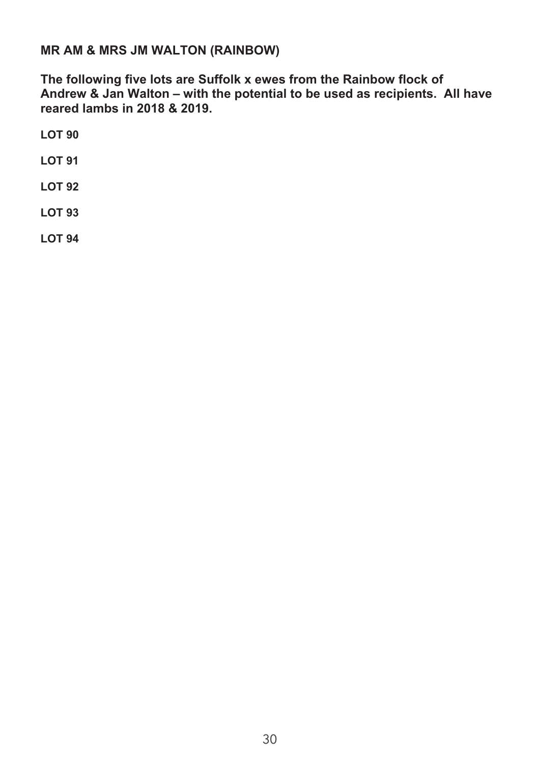**MR AM & MRS JM WALTON (RAINBOW)**

**The following five lots are Suffolk x ewes from the Rainbow flock of Andrew & Jan Walton – with the potential to be used as recipients. All have reared lambs in 2018 & 2019.**

**LOT 90**

**LOT 91**

**LOT 92**

**LOT 93**

**LOT 94**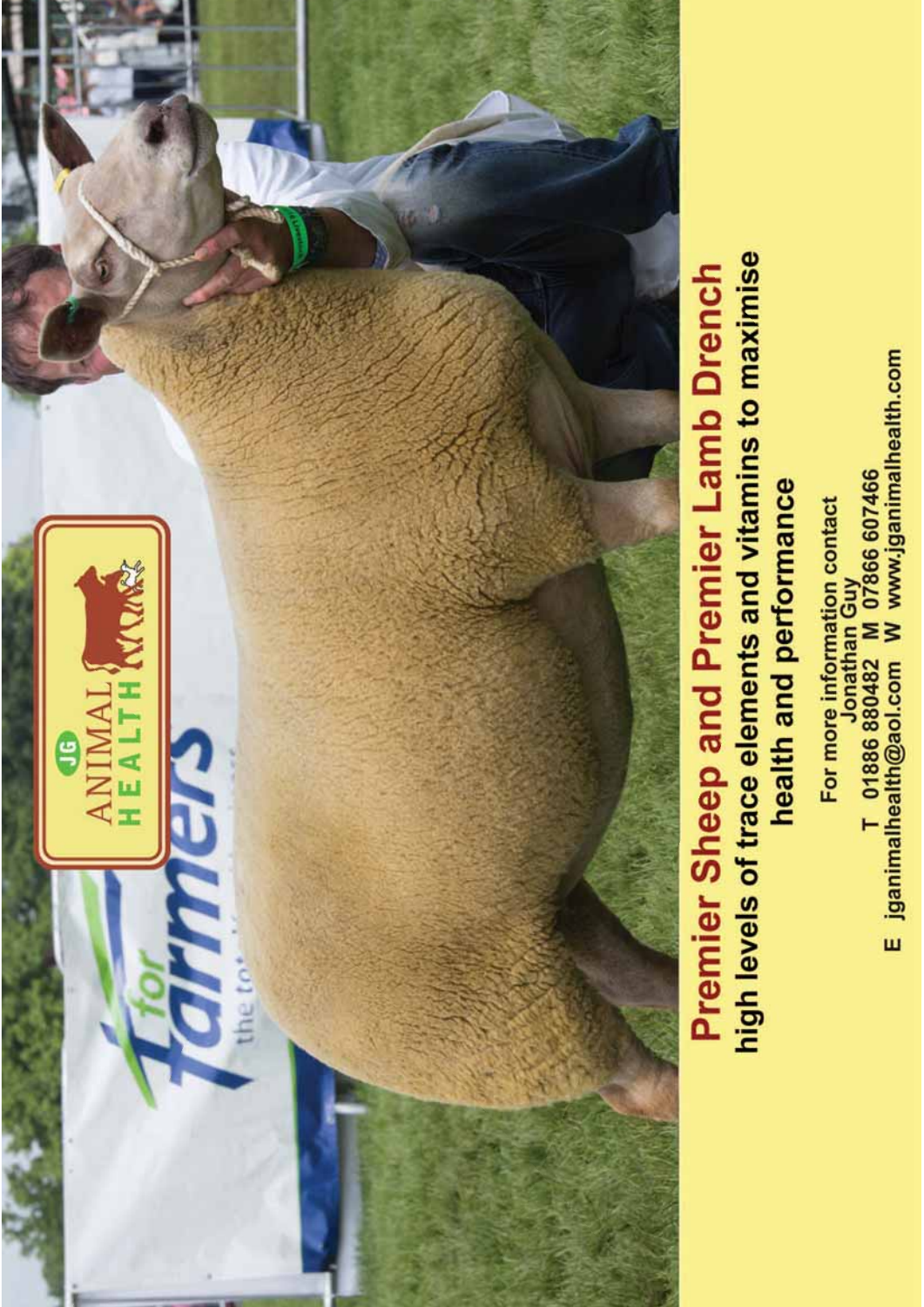# Premier Sheep and Premier Lamb Drench

**high levels of trace elements and vitamins to maximise health and performance**

For more information contact
Jonathan Guy
T 01886 880482 M 07866 607466
E jganimalhealth@aol.com W www.jganimalhealth.com